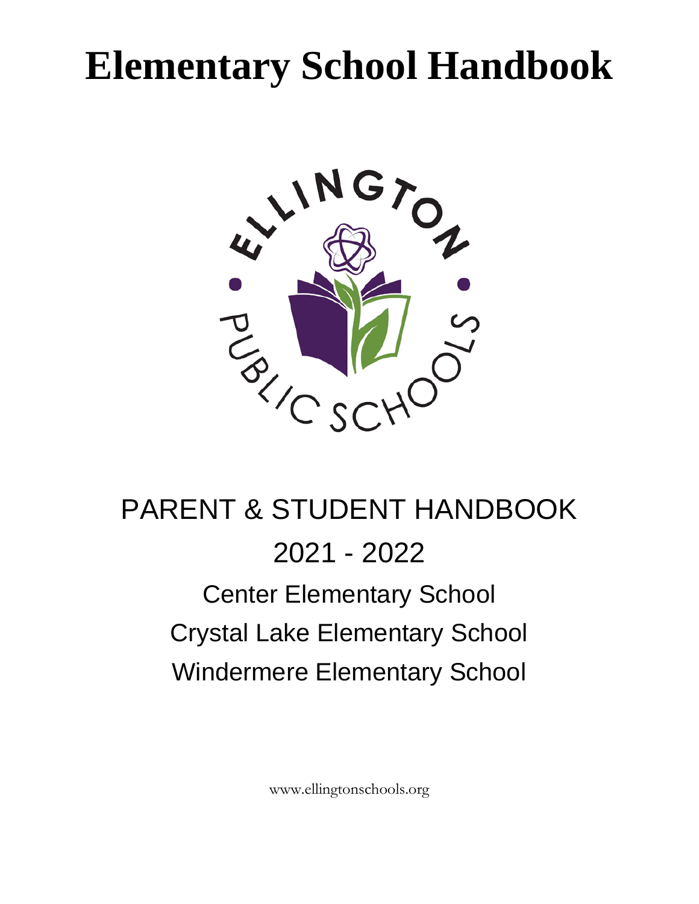# Elementary School Handbook

PARENT & STUDENT HANDBOOK

2021 - 2022

Center Elementary School

Crystal Lake Elementary School

Windermere Elementary School

www.ellingtonschools.org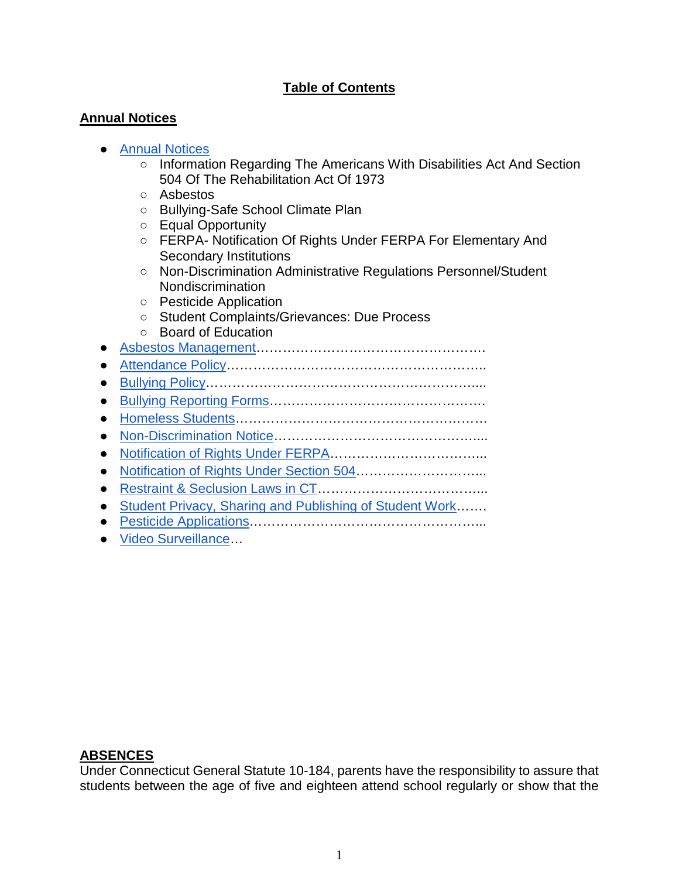# Table of Contents

## Annual Notices

- Annual Notices
    - Information Regarding The Americans With Disabilities Act And Section 504 Of The Rehabilitation Act Of 1973
    - Asbestos
    - Bullying-Safe School Climate Plan
    - Equal Opportunity
    - FERPA- Notification Of Rights Under FERPA For Elementary And Secondary Institutions
    - Non-Discrimination Administrative Regulations Personnel/Student Nondiscrimination
    - Pesticide Application
    - Student Complaints/Grievances: Due Process
    - Board of Education
- Asbestos Management……………………………………………….
- Attendance Policy…………………………………………………….
- Bullying Policy………………………………………………………...
- Bullying Reporting Forms………………………………………….
- Homeless Students………………………………………………….
- Non-Discrimination Notice………………………………………....
- Notification of Rights Under FERPA……………………………...
- Notification of Rights Under Section 504………………………...
- Restraint & Seclusion Laws in CT………………………………...
- Student Privacy, Sharing and Publishing of Student Work…….
- Pesticide Applications……………………………………………...
- Video Surveillance…

## ABSENCES

Under Connecticut General Statute 10-184, parents have the responsibility to assure that students between the age of five and eighteen attend school regularly or show that the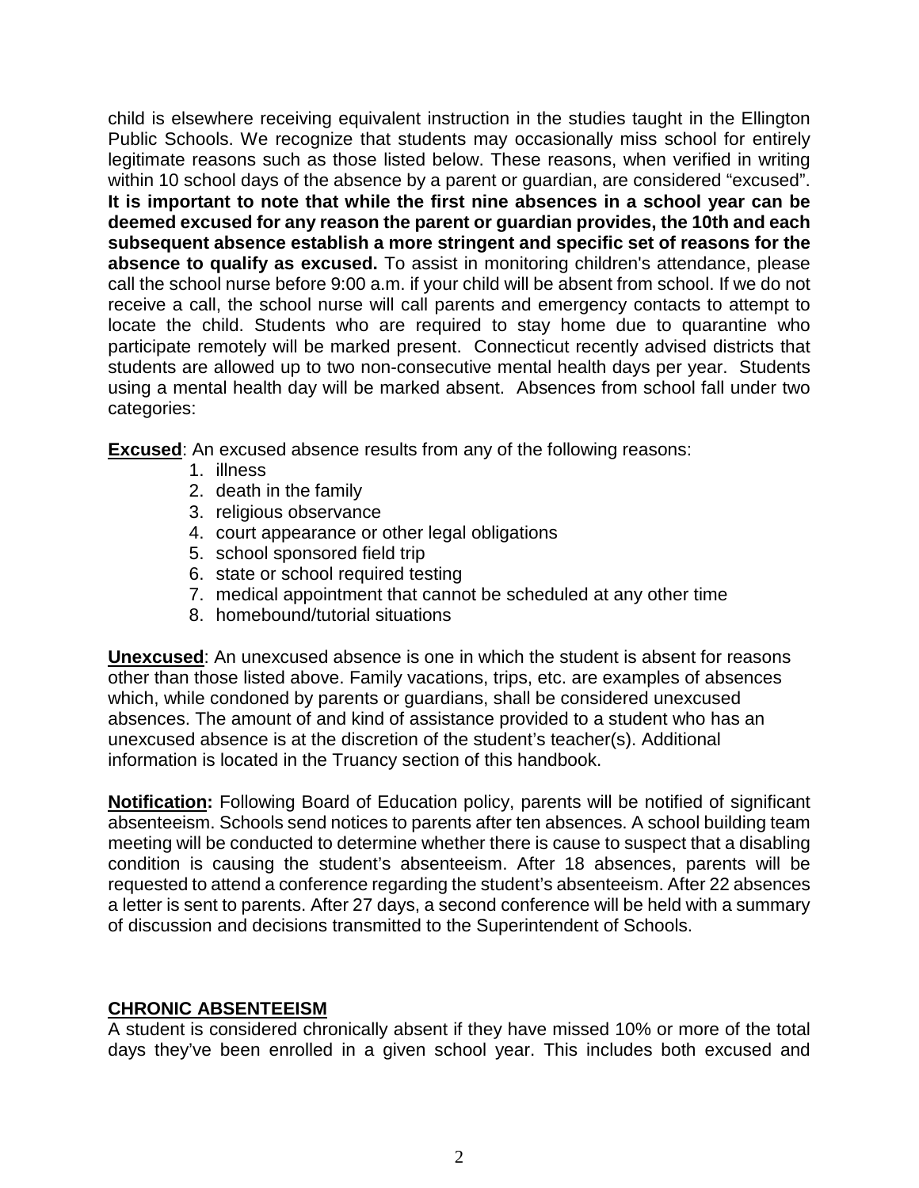child is elsewhere receiving equivalent instruction in the studies taught in the Ellington Public Schools. We recognize that students may occasionally miss school for entirely legitimate reasons such as those listed below. These reasons, when verified in writing within 10 school days of the absence by a parent or guardian, are considered "excused". **It is important to note that while the first nine absences in a school year can be deemed excused for any reason the parent or guardian provides, the 10th and each subsequent absence establish a more stringent and specific set of reasons for the absence to qualify as excused.** To assist in monitoring children's attendance, please call the school nurse before 9:00 a.m. if your child will be absent from school. If we do not receive a call, the school nurse will call parents and emergency contacts to attempt to locate the child. Students who are required to stay home due to quarantine who participate remotely will be marked present. Connecticut recently advised districts that students are allowed up to two non-consecutive mental health days per year. Students using a mental health day will be marked absent. Absences from school fall under two categories:

**Excused**: An excused absence results from any of the following reasons:

1. illness
2. death in the family
3. religious observance
4. court appearance or other legal obligations
5. school sponsored field trip
6. state or school required testing
7. medical appointment that cannot be scheduled at any other time
8. homebound/tutorial situations

**Unexcused**: An unexcused absence is one in which the student is absent for reasons other than those listed above. Family vacations, trips, etc. are examples of absences which, while condoned by parents or guardians, shall be considered unexcused absences. The amount of and kind of assistance provided to a student who has an unexcused absence is at the discretion of the student's teacher(s). Additional information is located in the Truancy section of this handbook.

**Notification:** Following Board of Education policy, parents will be notified of significant absenteeism. Schools send notices to parents after ten absences. A school building team meeting will be conducted to determine whether there is cause to suspect that a disabling condition is causing the student's absenteeism. After 18 absences, parents will be requested to attend a conference regarding the student's absenteeism. After 22 absences a letter is sent to parents. After 27 days, a second conference will be held with a summary of discussion and decisions transmitted to the Superintendent of Schools.

## CHRONIC ABSENTEEISM

A student is considered chronically absent if they have missed 10% or more of the total days they've been enrolled in a given school year. This includes both excused and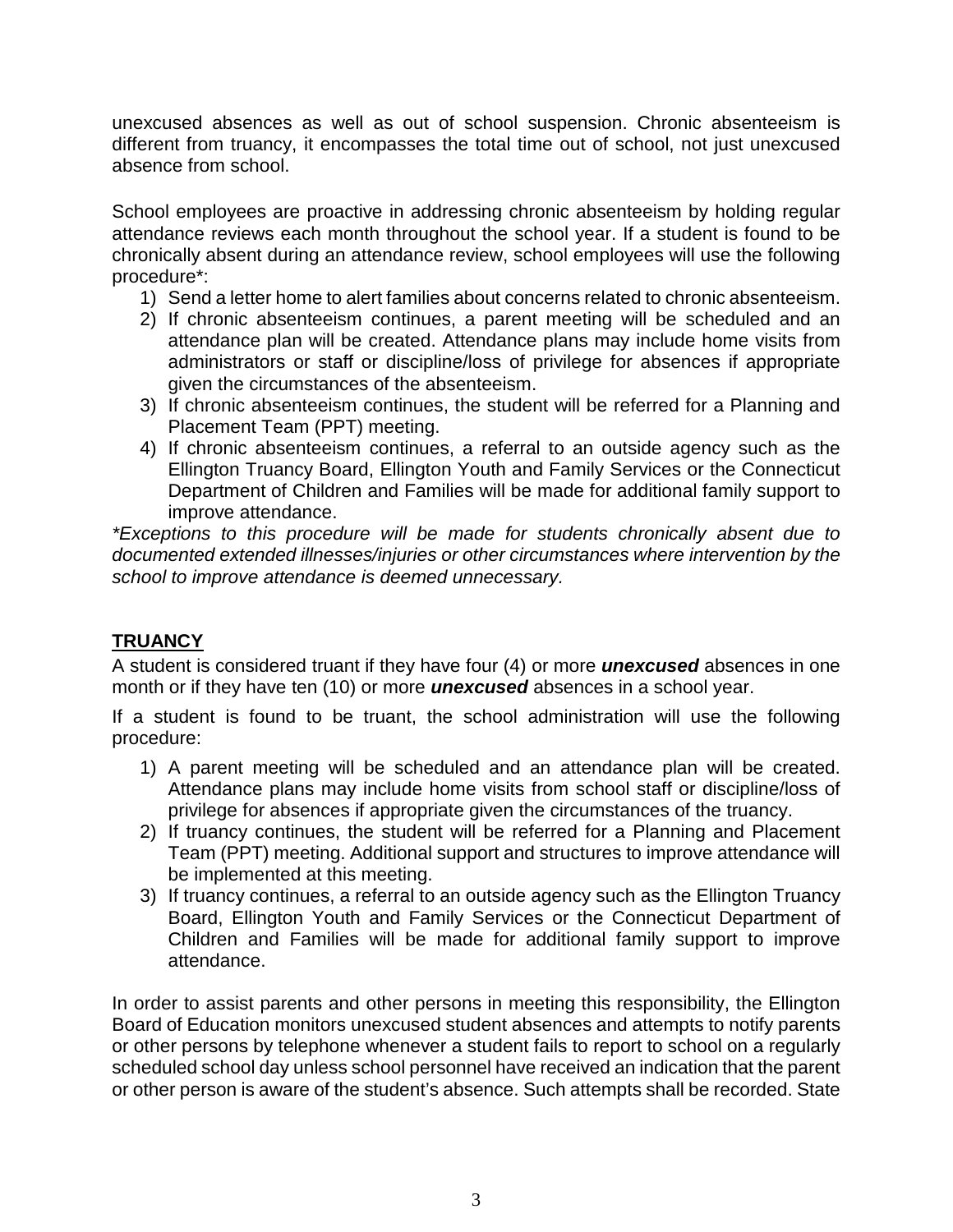unexcused absences as well as out of school suspension. Chronic absenteeism is different from truancy, it encompasses the total time out of school, not just unexcused absence from school.

School employees are proactive in addressing chronic absenteeism by holding regular attendance reviews each month throughout the school year. If a student is found to be chronically absent during an attendance review, school employees will use the following procedure*:

1) Send a letter home to alert families about concerns related to chronic absenteeism.
2) If chronic absenteeism continues, a parent meeting will be scheduled and an attendance plan will be created. Attendance plans may include home visits from administrators or staff or discipline/loss of privilege for absences if appropriate given the circumstances of the absenteeism.
3) If chronic absenteeism continues, the student will be referred for a Planning and Placement Team (PPT) meeting.
4) If chronic absenteeism continues, a referral to an outside agency such as the Ellington Truancy Board, Ellington Youth and Family Services or the Connecticut Department of Children and Families will be made for additional family support to improve attendance.

*\*Exceptions to this procedure will be made for students chronically absent due to documented extended illnesses/injuries or other circumstances where intervention by the school to improve attendance is deemed unnecessary.*

## TRUANCY

A student is considered truant if they have four (4) or more ***unexcused*** absences in one month or if they have ten (10) or more ***unexcused*** absences in a school year.

If a student is found to be truant, the school administration will use the following procedure:

1) A parent meeting will be scheduled and an attendance plan will be created. Attendance plans may include home visits from school staff or discipline/loss of privilege for absences if appropriate given the circumstances of the truancy.
2) If truancy continues, the student will be referred for a Planning and Placement Team (PPT) meeting. Additional support and structures to improve attendance will be implemented at this meeting.
3) If truancy continues, a referral to an outside agency such as the Ellington Truancy Board, Ellington Youth and Family Services or the Connecticut Department of Children and Families will be made for additional family support to improve attendance.

In order to assist parents and other persons in meeting this responsibility, the Ellington Board of Education monitors unexcused student absences and attempts to notify parents or other persons by telephone whenever a student fails to report to school on a regularly scheduled school day unless school personnel have received an indication that the parent or other person is aware of the student's absence. Such attempts shall be recorded. State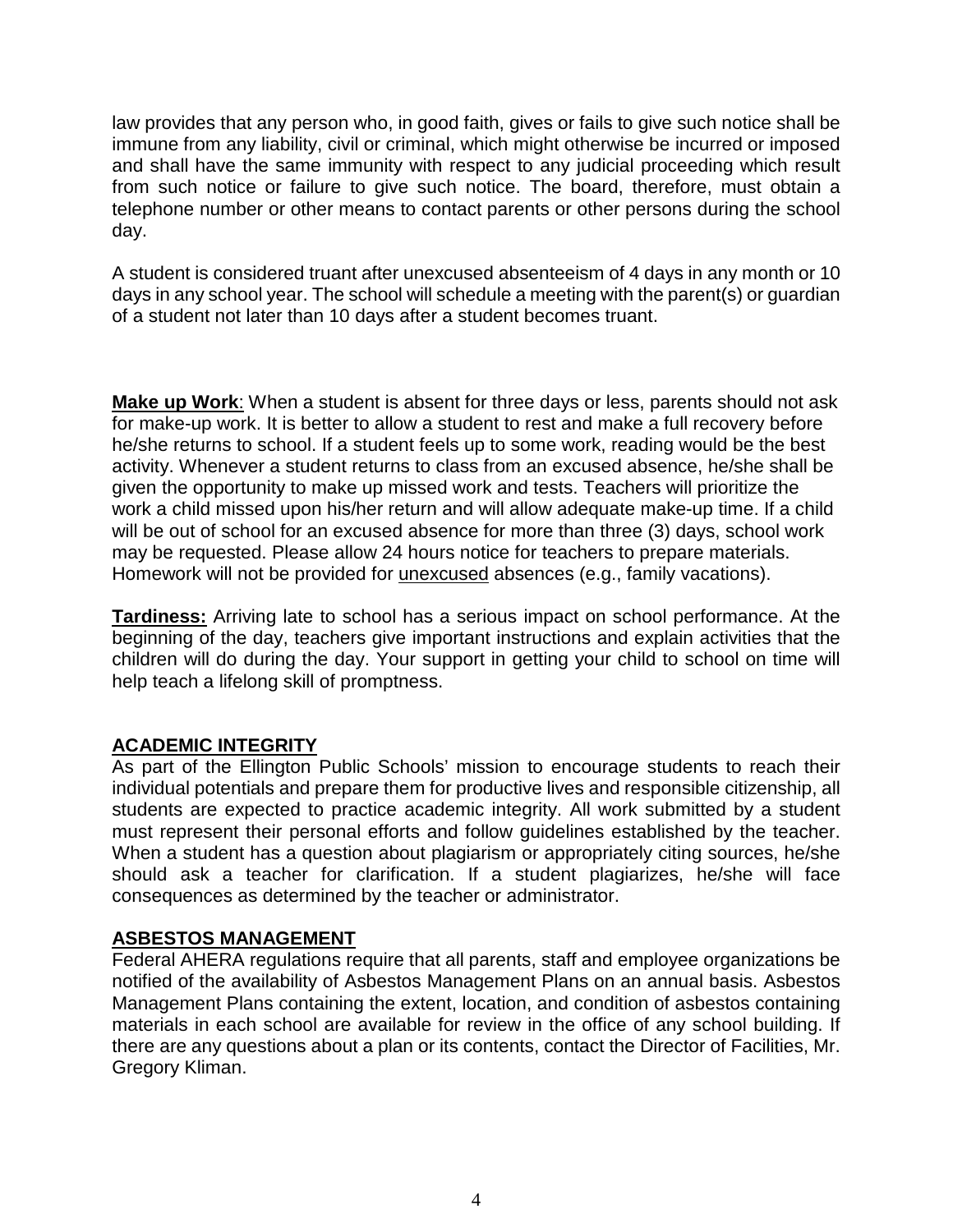law provides that any person who, in good faith, gives or fails to give such notice shall be immune from any liability, civil or criminal, which might otherwise be incurred or imposed and shall have the same immunity with respect to any judicial proceeding which result from such notice or failure to give such notice. The board, therefore, must obtain a telephone number or other means to contact parents or other persons during the school day.

A student is considered truant after unexcused absenteeism of 4 days in any month or 10 days in any school year. The school will schedule a meeting with the parent(s) or guardian of a student not later than 10 days after a student becomes truant.

**Make up Work**: When a student is absent for three days or less, parents should not ask for make-up work. It is better to allow a student to rest and make a full recovery before he/she returns to school. If a student feels up to some work, reading would be the best activity. Whenever a student returns to class from an excused absence, he/she shall be given the opportunity to make up missed work and tests. Teachers will prioritize the work a child missed upon his/her return and will allow adequate make-up time. If a child will be out of school for an excused absence for more than three (3) days, school work may be requested. Please allow 24 hours notice for teachers to prepare materials. Homework will not be provided for unexcused absences (e.g., family vacations).

**Tardiness:** Arriving late to school has a serious impact on school performance. At the beginning of the day, teachers give important instructions and explain activities that the children will do during the day. Your support in getting your child to school on time will help teach a lifelong skill of promptness.

## ACADEMIC INTEGRITY

As part of the Ellington Public Schools' mission to encourage students to reach their individual potentials and prepare them for productive lives and responsible citizenship, all students are expected to practice academic integrity. All work submitted by a student must represent their personal efforts and follow guidelines established by the teacher. When a student has a question about plagiarism or appropriately citing sources, he/she should ask a teacher for clarification. If a student plagiarizes, he/she will face consequences as determined by the teacher or administrator.

## ASBESTOS MANAGEMENT

Federal AHERA regulations require that all parents, staff and employee organizations be notified of the availability of Asbestos Management Plans on an annual basis. Asbestos Management Plans containing the extent, location, and condition of asbestos containing materials in each school are available for review in the office of any school building. If there are any questions about a plan or its contents, contact the Director of Facilities, Mr. Gregory Kliman.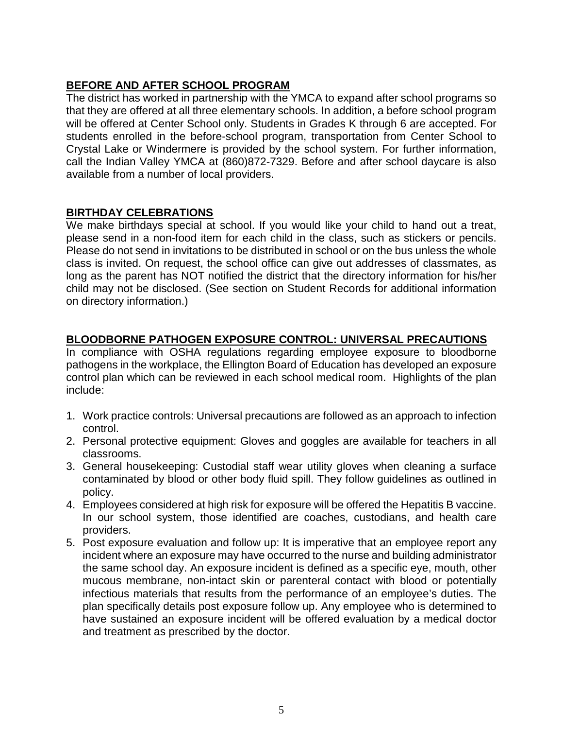## BEFORE AND AFTER SCHOOL PROGRAM

The district has worked in partnership with the YMCA to expand after school programs so that they are offered at all three elementary schools. In addition, a before school program will be offered at Center School only. Students in Grades K through 6 are accepted. For students enrolled in the before-school program, transportation from Center School to Crystal Lake or Windermere is provided by the school system. For further information, call the Indian Valley YMCA at (860)872-7329. Before and after school daycare is also available from a number of local providers.

## BIRTHDAY CELEBRATIONS

We make birthdays special at school. If you would like your child to hand out a treat, please send in a non-food item for each child in the class, such as stickers or pencils. Please do not send in invitations to be distributed in school or on the bus unless the whole class is invited. On request, the school office can give out addresses of classmates, as long as the parent has NOT notified the district that the directory information for his/her child may not be disclosed. (See section on Student Records for additional information on directory information.)

## BLOODBORNE PATHOGEN EXPOSURE CONTROL: UNIVERSAL PRECAUTIONS

In compliance with OSHA regulations regarding employee exposure to bloodborne pathogens in the workplace, the Ellington Board of Education has developed an exposure control plan which can be reviewed in each school medical room. Highlights of the plan include:

1. Work practice controls: Universal precautions are followed as an approach to infection control.
2. Personal protective equipment: Gloves and goggles are available for teachers in all classrooms.
3. General housekeeping: Custodial staff wear utility gloves when cleaning a surface contaminated by blood or other body fluid spill. They follow guidelines as outlined in policy.
4. Employees considered at high risk for exposure will be offered the Hepatitis B vaccine. In our school system, those identified are coaches, custodians, and health care providers.
5. Post exposure evaluation and follow up: It is imperative that an employee report any incident where an exposure may have occurred to the nurse and building administrator the same school day. An exposure incident is defined as a specific eye, mouth, other mucous membrane, non-intact skin or parenteral contact with blood or potentially infectious materials that results from the performance of an employee's duties. The plan specifically details post exposure follow up. Any employee who is determined to have sustained an exposure incident will be offered evaluation by a medical doctor and treatment as prescribed by the doctor.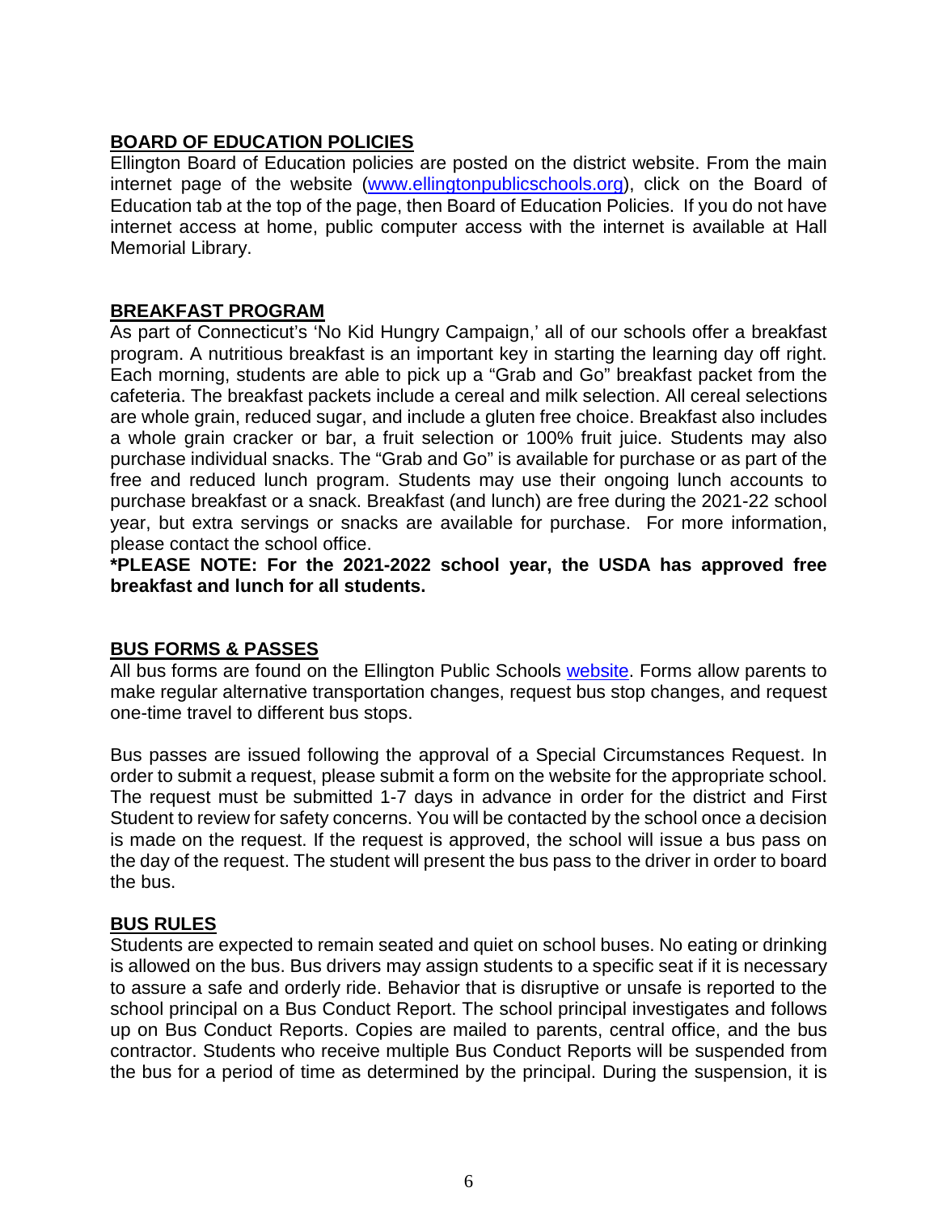## BOARD OF EDUCATION POLICIES

Ellington Board of Education policies are posted on the district website. From the main internet page of the website (www.ellingtonpublicschools.org), click on the Board of Education tab at the top of the page, then Board of Education Policies. If you do not have internet access at home, public computer access with the internet is available at Hall Memorial Library.

## BREAKFAST PROGRAM

As part of Connecticut's 'No Kid Hungry Campaign,' all of our schools offer a breakfast program. A nutritious breakfast is an important key in starting the learning day off right. Each morning, students are able to pick up a "Grab and Go" breakfast packet from the cafeteria. The breakfast packets include a cereal and milk selection. All cereal selections are whole grain, reduced sugar, and include a gluten free choice. Breakfast also includes a whole grain cracker or bar, a fruit selection or 100% fruit juice. Students may also purchase individual snacks. The "Grab and Go" is available for purchase or as part of the free and reduced lunch program. Students may use their ongoing lunch accounts to purchase breakfast or a snack. Breakfast (and lunch) are free during the 2021-22 school year, but extra servings or snacks are available for purchase. For more information, please contact the school office.

**\*PLEASE NOTE: For the 2021-2022 school year, the USDA has approved free breakfast and lunch for all students.**

## BUS FORMS & PASSES

All bus forms are found on the Ellington Public Schools website. Forms allow parents to make regular alternative transportation changes, request bus stop changes, and request one-time travel to different bus stops.

Bus passes are issued following the approval of a Special Circumstances Request. In order to submit a request, please submit a form on the website for the appropriate school. The request must be submitted 1-7 days in advance in order for the district and First Student to review for safety concerns. You will be contacted by the school once a decision is made on the request. If the request is approved, the school will issue a bus pass on the day of the request. The student will present the bus pass to the driver in order to board the bus.

## BUS RULES

Students are expected to remain seated and quiet on school buses. No eating or drinking is allowed on the bus. Bus drivers may assign students to a specific seat if it is necessary to assure a safe and orderly ride. Behavior that is disruptive or unsafe is reported to the school principal on a Bus Conduct Report. The school principal investigates and follows up on Bus Conduct Reports. Copies are mailed to parents, central office, and the bus contractor. Students who receive multiple Bus Conduct Reports will be suspended from the bus for a period of time as determined by the principal. During the suspension, it is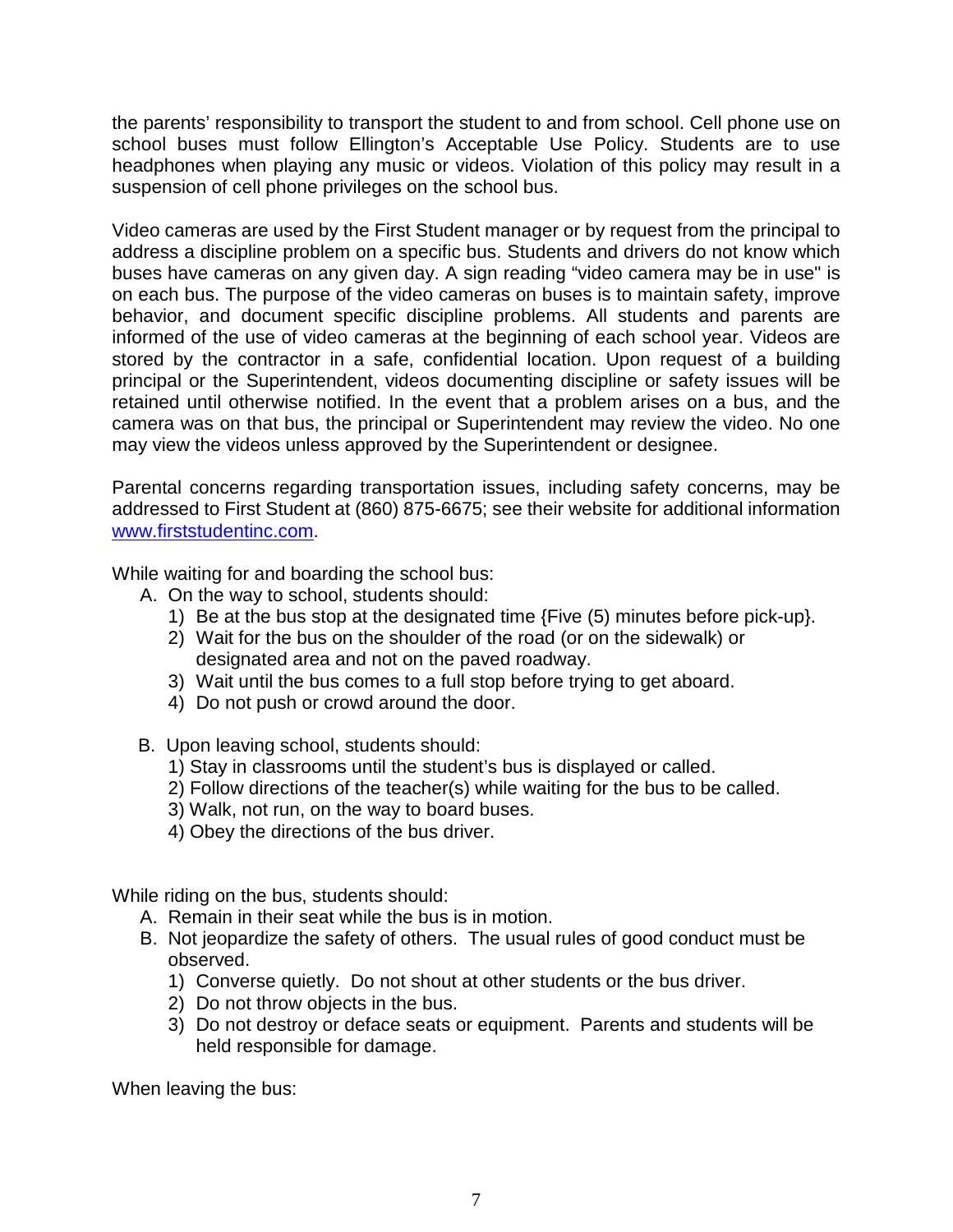the parents' responsibility to transport the student to and from school. Cell phone use on school buses must follow Ellington's Acceptable Use Policy. Students are to use headphones when playing any music or videos. Violation of this policy may result in a suspension of cell phone privileges on the school bus.

Video cameras are used by the First Student manager or by request from the principal to address a discipline problem on a specific bus. Students and drivers do not know which buses have cameras on any given day. A sign reading "video camera may be in use" is on each bus. The purpose of the video cameras on buses is to maintain safety, improve behavior, and document specific discipline problems. All students and parents are informed of the use of video cameras at the beginning of each school year. Videos are stored by the contractor in a safe, confidential location. Upon request of a building principal or the Superintendent, videos documenting discipline or safety issues will be retained until otherwise notified. In the event that a problem arises on a bus, and the camera was on that bus, the principal or Superintendent may review the video. No one may view the videos unless approved by the Superintendent or designee.

Parental concerns regarding transportation issues, including safety concerns, may be addressed to First Student at (860) 875-6675; see their website for additional information [www.firststudentinc.com](http://www.firststudentinc.com).

While waiting for and boarding the school bus:

A. On the way to school, students should:
   1) Be at the bus stop at the designated time {Five (5) minutes before pick-up}.
   2) Wait for the bus on the shoulder of the road (or on the sidewalk) or designated area and not on the paved roadway.
   3) Wait until the bus comes to a full stop before trying to get aboard.
   4) Do not push or crowd around the door.

B. Upon leaving school, students should:
   1) Stay in classrooms until the student's bus is displayed or called.
   2) Follow directions of the teacher(s) while waiting for the bus to be called.
   3) Walk, not run, on the way to board buses.
   4) Obey the directions of the bus driver.

While riding on the bus, students should:

A. Remain in their seat while the bus is in motion.
B. Not jeopardize the safety of others. The usual rules of good conduct must be observed.
   1) Converse quietly. Do not shout at other students or the bus driver.
   2) Do not throw objects in the bus.
   3) Do not destroy or deface seats or equipment. Parents and students will be held responsible for damage.

When leaving the bus: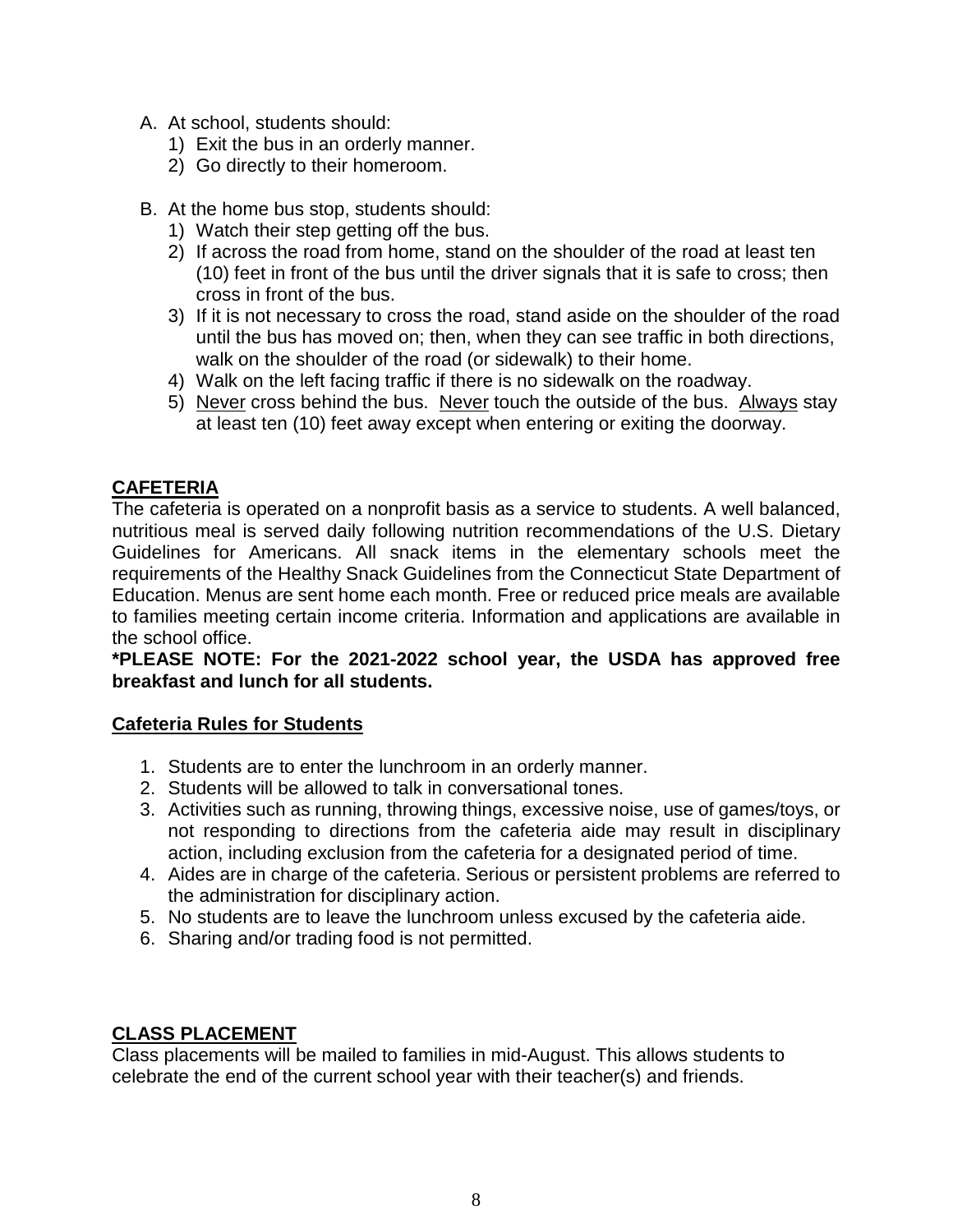A. At school, students should:
   1) Exit the bus in an orderly manner.
   2) Go directly to their homeroom.

B. At the home bus stop, students should:
   1) Watch their step getting off the bus.
   2) If across the road from home, stand on the shoulder of the road at least ten (10) feet in front of the bus until the driver signals that it is safe to cross; then cross in front of the bus.
   3) If it is not necessary to cross the road, stand aside on the shoulder of the road until the bus has moved on; then, when they can see traffic in both directions, walk on the shoulder of the road (or sidewalk) to their home.
   4) Walk on the left facing traffic if there is no sidewalk on the roadway.
   5) Never cross behind the bus. Never touch the outside of the bus. Always stay at least ten (10) feet away except when entering or exiting the doorway.

## CAFETERIA

The cafeteria is operated on a nonprofit basis as a service to students. A well balanced, nutritious meal is served daily following nutrition recommendations of the U.S. Dietary Guidelines for Americans. All snack items in the elementary schools meet the requirements of the Healthy Snack Guidelines from the Connecticut State Department of Education. Menus are sent home each month. Free or reduced price meals are available to families meeting certain income criteria. Information and applications are available in the school office.

**\*PLEASE NOTE: For the 2021-2022 school year, the USDA has approved free breakfast and lunch for all students.**

### Cafeteria Rules for Students

1. Students are to enter the lunchroom in an orderly manner.
2. Students will be allowed to talk in conversational tones.
3. Activities such as running, throwing things, excessive noise, use of games/toys, or not responding to directions from the cafeteria aide may result in disciplinary action, including exclusion from the cafeteria for a designated period of time.
4. Aides are in charge of the cafeteria. Serious or persistent problems are referred to the administration for disciplinary action.
5. No students are to leave the lunchroom unless excused by the cafeteria aide.
6. Sharing and/or trading food is not permitted.

## CLASS PLACEMENT

Class placements will be mailed to families in mid-August. This allows students to celebrate the end of the current school year with their teacher(s) and friends.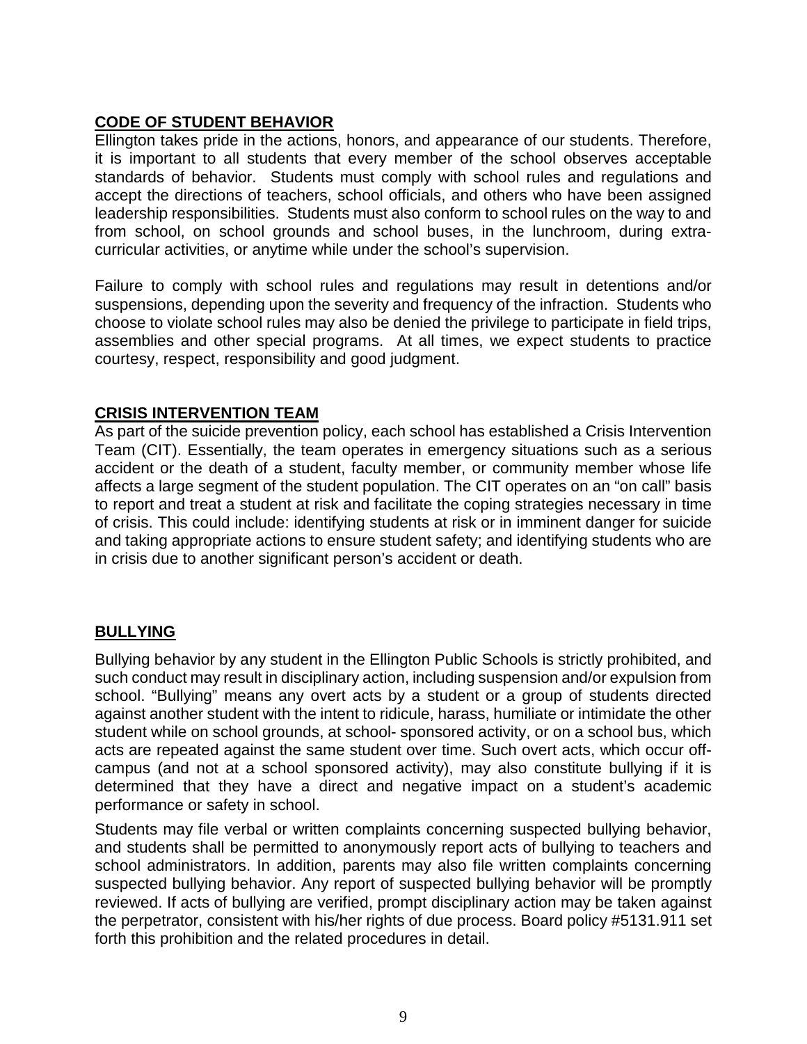## CODE OF STUDENT BEHAVIOR

Ellington takes pride in the actions, honors, and appearance of our students. Therefore, it is important to all students that every member of the school observes acceptable standards of behavior. Students must comply with school rules and regulations and accept the directions of teachers, school officials, and others who have been assigned leadership responsibilities. Students must also conform to school rules on the way to and from school, on school grounds and school buses, in the lunchroom, during extra-curricular activities, or anytime while under the school's supervision.

Failure to comply with school rules and regulations may result in detentions and/or suspensions, depending upon the severity and frequency of the infraction. Students who choose to violate school rules may also be denied the privilege to participate in field trips, assemblies and other special programs. At all times, we expect students to practice courtesy, respect, responsibility and good judgment.

## CRISIS INTERVENTION TEAM

As part of the suicide prevention policy, each school has established a Crisis Intervention Team (CIT). Essentially, the team operates in emergency situations such as a serious accident or the death of a student, faculty member, or community member whose life affects a large segment of the student population. The CIT operates on an "on call" basis to report and treat a student at risk and facilitate the coping strategies necessary in time of crisis. This could include: identifying students at risk or in imminent danger for suicide and taking appropriate actions to ensure student safety; and identifying students who are in crisis due to another significant person's accident or death.

## BULLYING

Bullying behavior by any student in the Ellington Public Schools is strictly prohibited, and such conduct may result in disciplinary action, including suspension and/or expulsion from school. "Bullying" means any overt acts by a student or a group of students directed against another student with the intent to ridicule, harass, humiliate or intimidate the other student while on school grounds, at school- sponsored activity, or on a school bus, which acts are repeated against the same student over time. Such overt acts, which occur off-campus (and not at a school sponsored activity), may also constitute bullying if it is determined that they have a direct and negative impact on a student's academic performance or safety in school.

Students may file verbal or written complaints concerning suspected bullying behavior, and students shall be permitted to anonymously report acts of bullying to teachers and school administrators. In addition, parents may also file written complaints concerning suspected bullying behavior. Any report of suspected bullying behavior will be promptly reviewed. If acts of bullying are verified, prompt disciplinary action may be taken against the perpetrator, consistent with his/her rights of due process. Board policy #5131.911 set forth this prohibition and the related procedures in detail.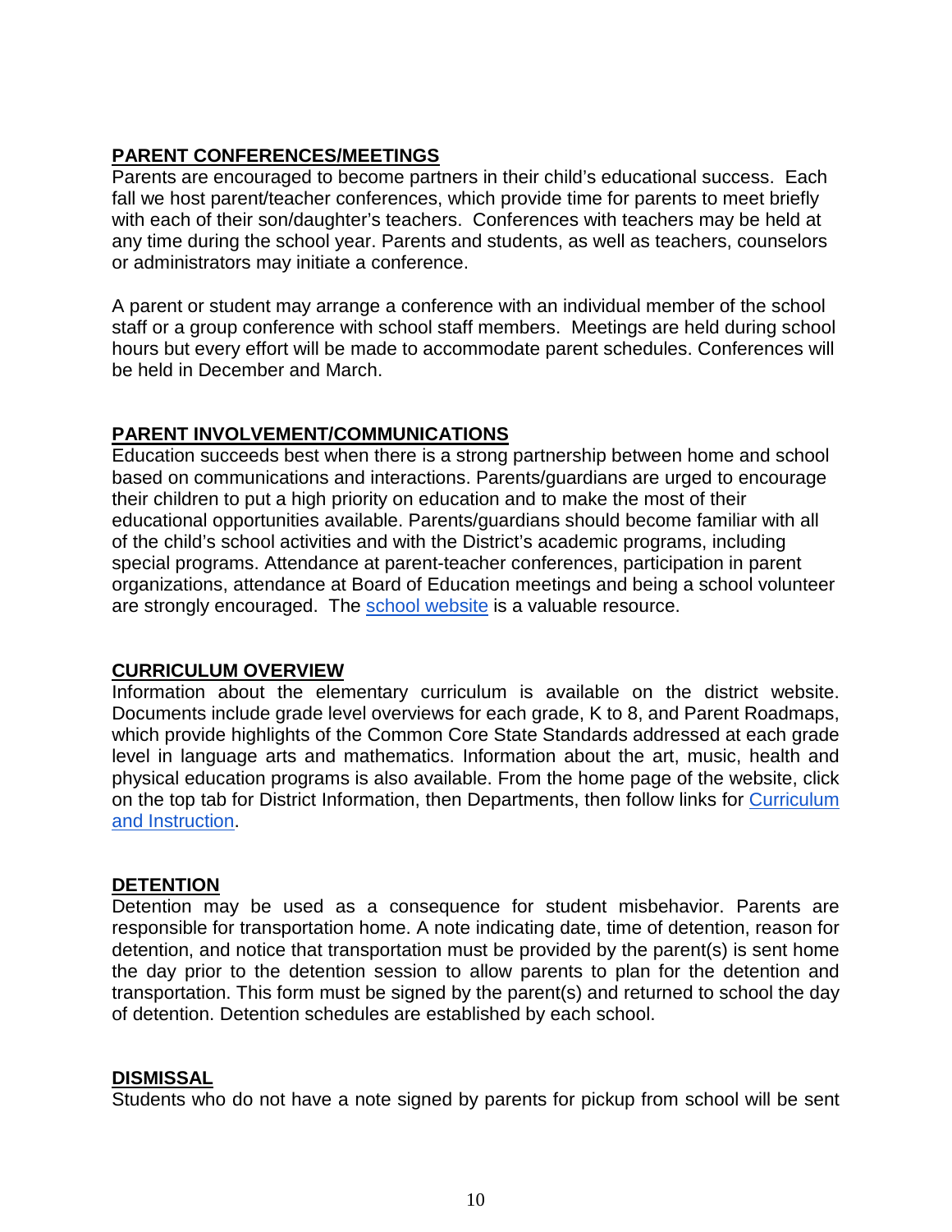## PARENT CONFERENCES/MEETINGS

Parents are encouraged to become partners in their child's educational success. Each fall we host parent/teacher conferences, which provide time for parents to meet briefly with each of their son/daughter's teachers. Conferences with teachers may be held at any time during the school year. Parents and students, as well as teachers, counselors or administrators may initiate a conference.

A parent or student may arrange a conference with an individual member of the school staff or a group conference with school staff members. Meetings are held during school hours but every effort will be made to accommodate parent schedules. Conferences will be held in December and March.

## PARENT INVOLVEMENT/COMMUNICATIONS

Education succeeds best when there is a strong partnership between home and school based on communications and interactions. Parents/guardians are urged to encourage their children to put a high priority on education and to make the most of their educational opportunities available. Parents/guardians should become familiar with all of the child's school activities and with the District's academic programs, including special programs. Attendance at parent-teacher conferences, participation in parent organizations, attendance at Board of Education meetings and being a school volunteer are strongly encouraged. The school website is a valuable resource.

## CURRICULUM OVERVIEW

Information about the elementary curriculum is available on the district website. Documents include grade level overviews for each grade, K to 8, and Parent Roadmaps, which provide highlights of the Common Core State Standards addressed at each grade level in language arts and mathematics. Information about the art, music, health and physical education programs is also available. From the home page of the website, click on the top tab for District Information, then Departments, then follow links for Curriculum and Instruction.

## DETENTION

Detention may be used as a consequence for student misbehavior. Parents are responsible for transportation home. A note indicating date, time of detention, reason for detention, and notice that transportation must be provided by the parent(s) is sent home the day prior to the detention session to allow parents to plan for the detention and transportation. This form must be signed by the parent(s) and returned to school the day of detention. Detention schedules are established by each school.

## DISMISSAL

Students who do not have a note signed by parents for pickup from school will be sent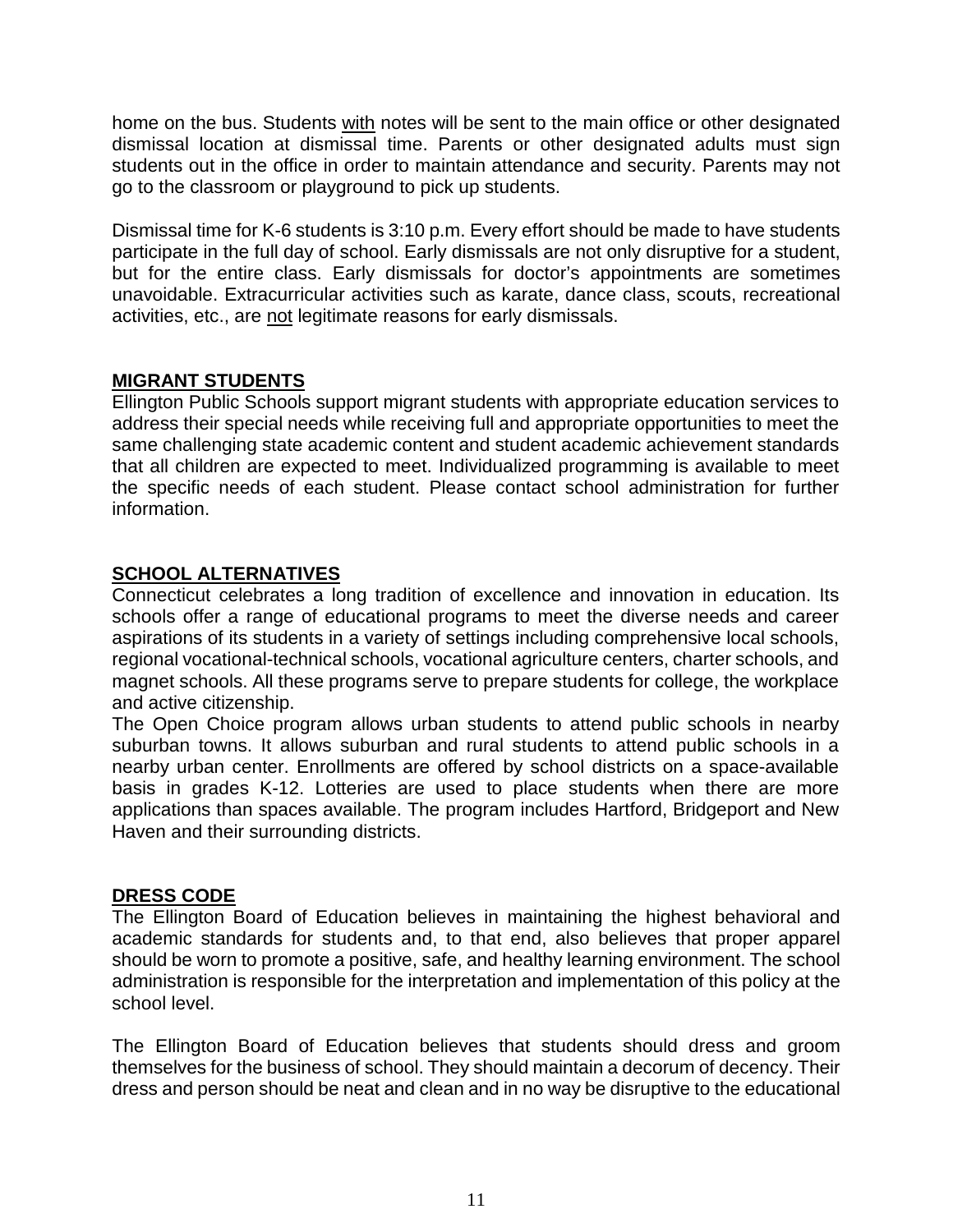home on the bus. Students <u>with</u> notes will be sent to the main office or other designated dismissal location at dismissal time. Parents or other designated adults must sign students out in the office in order to maintain attendance and security. Parents may not go to the classroom or playground to pick up students.

Dismissal time for K-6 students is 3:10 p.m. Every effort should be made to have students participate in the full day of school. Early dismissals are not only disruptive for a student, but for the entire class. Early dismissals for doctor's appointments are sometimes unavoidable. Extracurricular activities such as karate, dance class, scouts, recreational activities, etc., are <u>not</u> legitimate reasons for early dismissals.

## MIGRANT STUDENTS

Ellington Public Schools support migrant students with appropriate education services to address their special needs while receiving full and appropriate opportunities to meet the same challenging state academic content and student academic achievement standards that all children are expected to meet. Individualized programming is available to meet the specific needs of each student. Please contact school administration for further information.

## SCHOOL ALTERNATIVES

Connecticut celebrates a long tradition of excellence and innovation in education. Its schools offer a range of educational programs to meet the diverse needs and career aspirations of its students in a variety of settings including comprehensive local schools, regional vocational-technical schools, vocational agriculture centers, charter schools, and magnet schools. All these programs serve to prepare students for college, the workplace and active citizenship.

The Open Choice program allows urban students to attend public schools in nearby suburban towns. It allows suburban and rural students to attend public schools in a nearby urban center. Enrollments are offered by school districts on a space-available basis in grades K-12. Lotteries are used to place students when there are more applications than spaces available. The program includes Hartford, Bridgeport and New Haven and their surrounding districts.

## DRESS CODE

The Ellington Board of Education believes in maintaining the highest behavioral and academic standards for students and, to that end, also believes that proper apparel should be worn to promote a positive, safe, and healthy learning environment. The school administration is responsible for the interpretation and implementation of this policy at the school level.

The Ellington Board of Education believes that students should dress and groom themselves for the business of school. They should maintain a decorum of decency. Their dress and person should be neat and clean and in no way be disruptive to the educational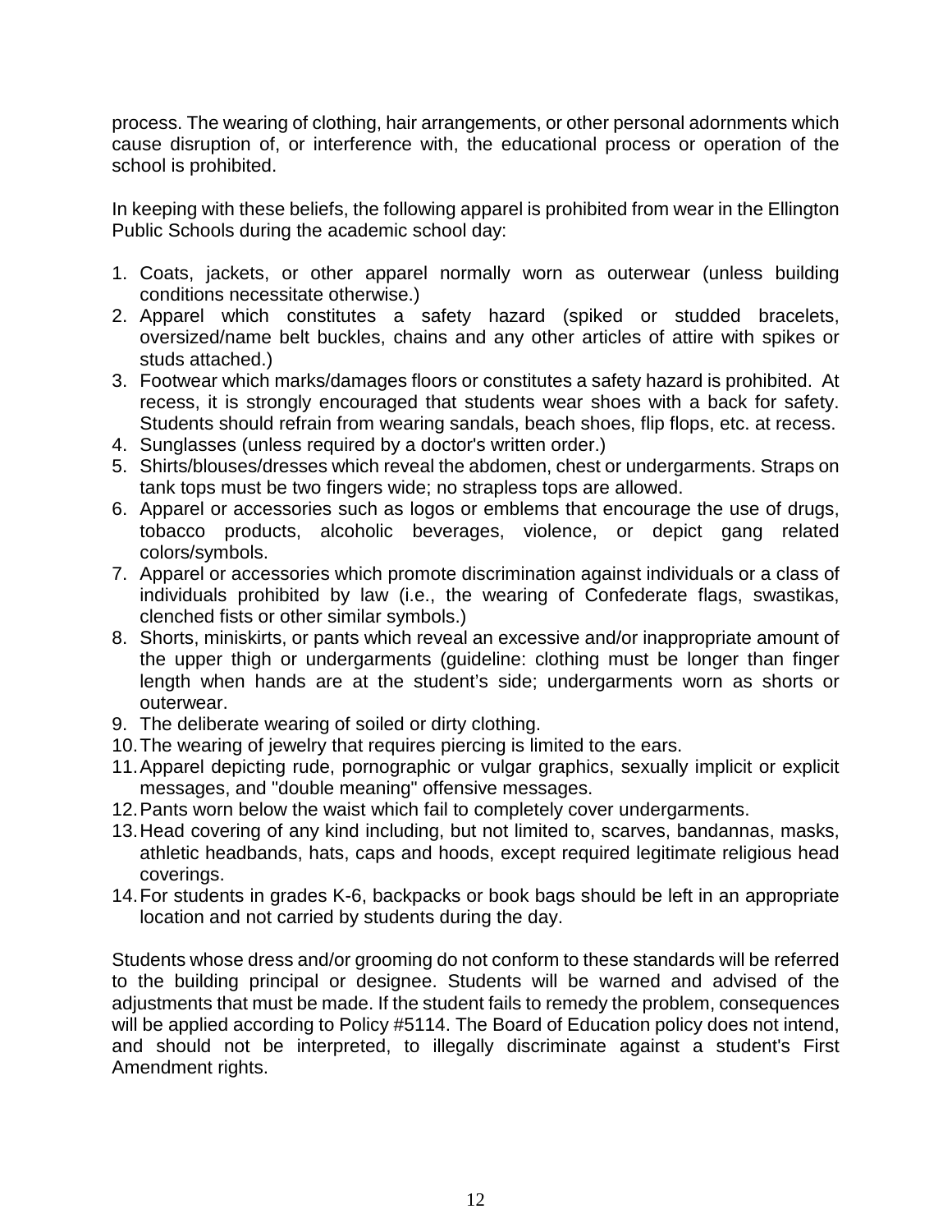process. The wearing of clothing, hair arrangements, or other personal adornments which cause disruption of, or interference with, the educational process or operation of the school is prohibited.

In keeping with these beliefs, the following apparel is prohibited from wear in the Ellington Public Schools during the academic school day:

1. Coats, jackets, or other apparel normally worn as outerwear (unless building conditions necessitate otherwise.)
2. Apparel which constitutes a safety hazard (spiked or studded bracelets, oversized/name belt buckles, chains and any other articles of attire with spikes or studs attached.)
3. Footwear which marks/damages floors or constitutes a safety hazard is prohibited. At recess, it is strongly encouraged that students wear shoes with a back for safety. Students should refrain from wearing sandals, beach shoes, flip flops, etc. at recess.
4. Sunglasses (unless required by a doctor's written order.)
5. Shirts/blouses/dresses which reveal the abdomen, chest or undergarments. Straps on tank tops must be two fingers wide; no strapless tops are allowed.
6. Apparel or accessories such as logos or emblems that encourage the use of drugs, tobacco products, alcoholic beverages, violence, or depict gang related colors/symbols.
7. Apparel or accessories which promote discrimination against individuals or a class of individuals prohibited by law (i.e., the wearing of Confederate flags, swastikas, clenched fists or other similar symbols.)
8. Shorts, miniskirts, or pants which reveal an excessive and/or inappropriate amount of the upper thigh or undergarments (guideline: clothing must be longer than finger length when hands are at the student's side; undergarments worn as shorts or outerwear.
9. The deliberate wearing of soiled or dirty clothing.
10. The wearing of jewelry that requires piercing is limited to the ears.
11. Apparel depicting rude, pornographic or vulgar graphics, sexually implicit or explicit messages, and "double meaning" offensive messages.
12. Pants worn below the waist which fail to completely cover undergarments.
13. Head covering of any kind including, but not limited to, scarves, bandannas, masks, athletic headbands, hats, caps and hoods, except required legitimate religious head coverings.
14. For students in grades K-6, backpacks or book bags should be left in an appropriate location and not carried by students during the day.

Students whose dress and/or grooming do not conform to these standards will be referred to the building principal or designee. Students will be warned and advised of the adjustments that must be made. If the student fails to remedy the problem, consequences will be applied according to Policy #5114. The Board of Education policy does not intend, and should not be interpreted, to illegally discriminate against a student's First Amendment rights.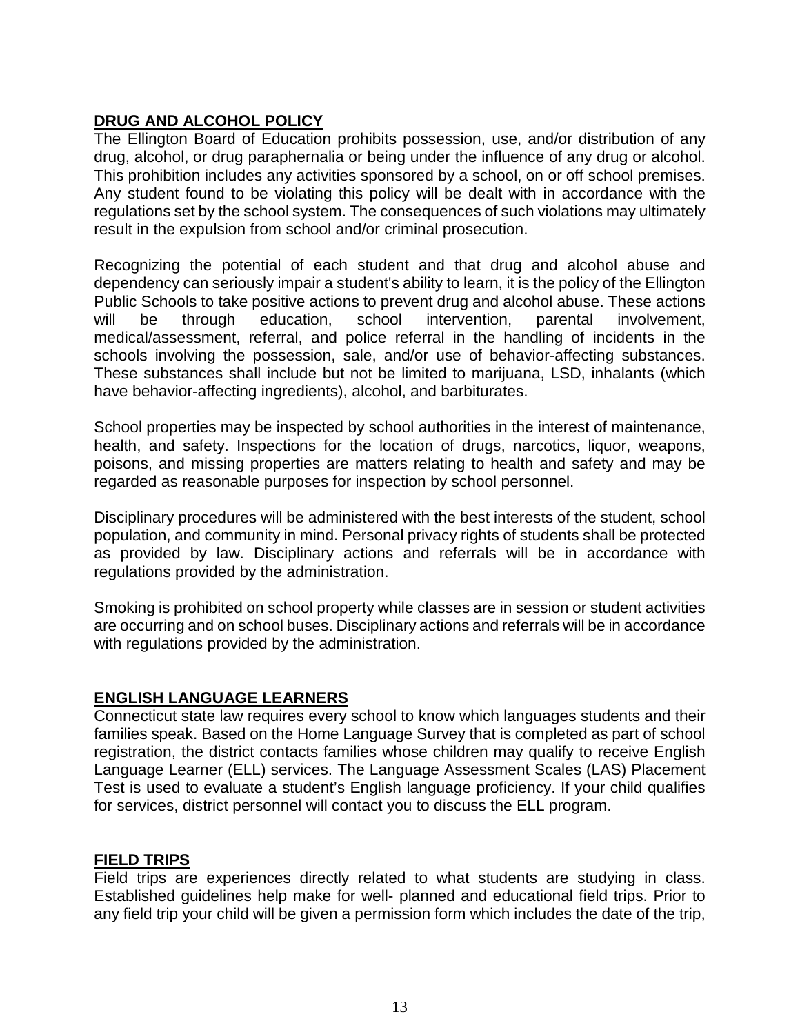## DRUG AND ALCOHOL POLICY

The Ellington Board of Education prohibits possession, use, and/or distribution of any drug, alcohol, or drug paraphernalia or being under the influence of any drug or alcohol. This prohibition includes any activities sponsored by a school, on or off school premises. Any student found to be violating this policy will be dealt with in accordance with the regulations set by the school system. The consequences of such violations may ultimately result in the expulsion from school and/or criminal prosecution.

Recognizing the potential of each student and that drug and alcohol abuse and dependency can seriously impair a student's ability to learn, it is the policy of the Ellington Public Schools to take positive actions to prevent drug and alcohol abuse. These actions will be through education, school intervention, parental involvement, medical/assessment, referral, and police referral in the handling of incidents in the schools involving the possession, sale, and/or use of behavior-affecting substances. These substances shall include but not be limited to marijuana, LSD, inhalants (which have behavior-affecting ingredients), alcohol, and barbiturates.

School properties may be inspected by school authorities in the interest of maintenance, health, and safety. Inspections for the location of drugs, narcotics, liquor, weapons, poisons, and missing properties are matters relating to health and safety and may be regarded as reasonable purposes for inspection by school personnel.

Disciplinary procedures will be administered with the best interests of the student, school population, and community in mind. Personal privacy rights of students shall be protected as provided by law. Disciplinary actions and referrals will be in accordance with regulations provided by the administration.

Smoking is prohibited on school property while classes are in session or student activities are occurring and on school buses. Disciplinary actions and referrals will be in accordance with regulations provided by the administration.

## ENGLISH LANGUAGE LEARNERS

Connecticut state law requires every school to know which languages students and their families speak. Based on the Home Language Survey that is completed as part of school registration, the district contacts families whose children may qualify to receive English Language Learner (ELL) services. The Language Assessment Scales (LAS) Placement Test is used to evaluate a student's English language proficiency. If your child qualifies for services, district personnel will contact you to discuss the ELL program.

## FIELD TRIPS

Field trips are experiences directly related to what students are studying in class. Established guidelines help make for well- planned and educational field trips. Prior to any field trip your child will be given a permission form which includes the date of the trip,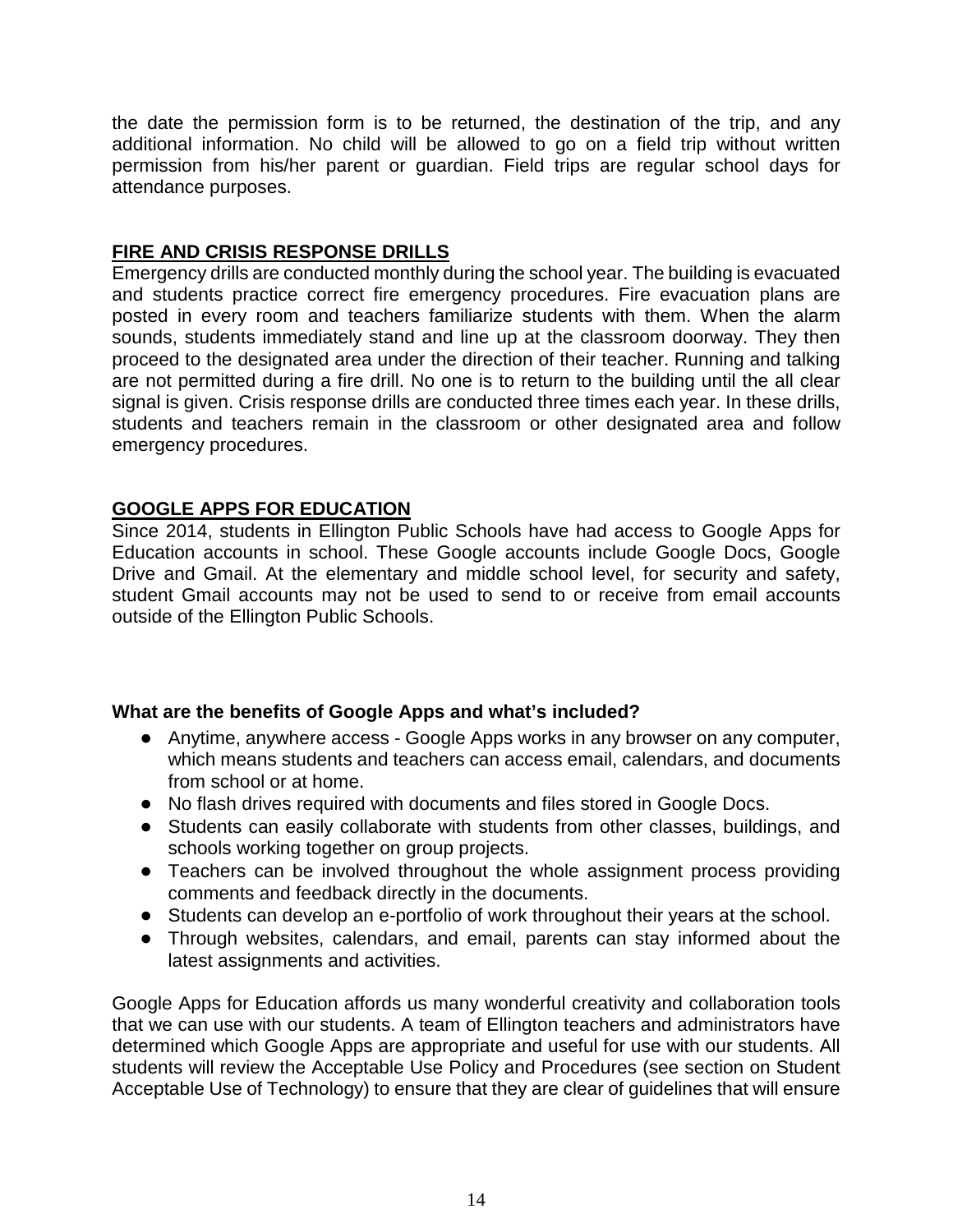the date the permission form is to be returned, the destination of the trip, and any additional information. No child will be allowed to go on a field trip without written permission from his/her parent or guardian. Field trips are regular school days for attendance purposes.

## FIRE AND CRISIS RESPONSE DRILLS

Emergency drills are conducted monthly during the school year. The building is evacuated and students practice correct fire emergency procedures. Fire evacuation plans are posted in every room and teachers familiarize students with them. When the alarm sounds, students immediately stand and line up at the classroom doorway. They then proceed to the designated area under the direction of their teacher. Running and talking are not permitted during a fire drill. No one is to return to the building until the all clear signal is given. Crisis response drills are conducted three times each year. In these drills, students and teachers remain in the classroom or other designated area and follow emergency procedures.

## GOOGLE APPS FOR EDUCATION

Since 2014, students in Ellington Public Schools have had access to Google Apps for Education accounts in school. These Google accounts include Google Docs, Google Drive and Gmail. At the elementary and middle school level, for security and safety, student Gmail accounts may not be used to send to or receive from email accounts outside of the Ellington Public Schools.

### What are the benefits of Google Apps and what's included?

- Anytime, anywhere access - Google Apps works in any browser on any computer, which means students and teachers can access email, calendars, and documents from school or at home.
- No flash drives required with documents and files stored in Google Docs.
- Students can easily collaborate with students from other classes, buildings, and schools working together on group projects.
- Teachers can be involved throughout the whole assignment process providing comments and feedback directly in the documents.
- Students can develop an e-portfolio of work throughout their years at the school.
- Through websites, calendars, and email, parents can stay informed about the latest assignments and activities.

Google Apps for Education affords us many wonderful creativity and collaboration tools that we can use with our students. A team of Ellington teachers and administrators have determined which Google Apps are appropriate and useful for use with our students. All students will review the Acceptable Use Policy and Procedures (see section on Student Acceptable Use of Technology) to ensure that they are clear of guidelines that will ensure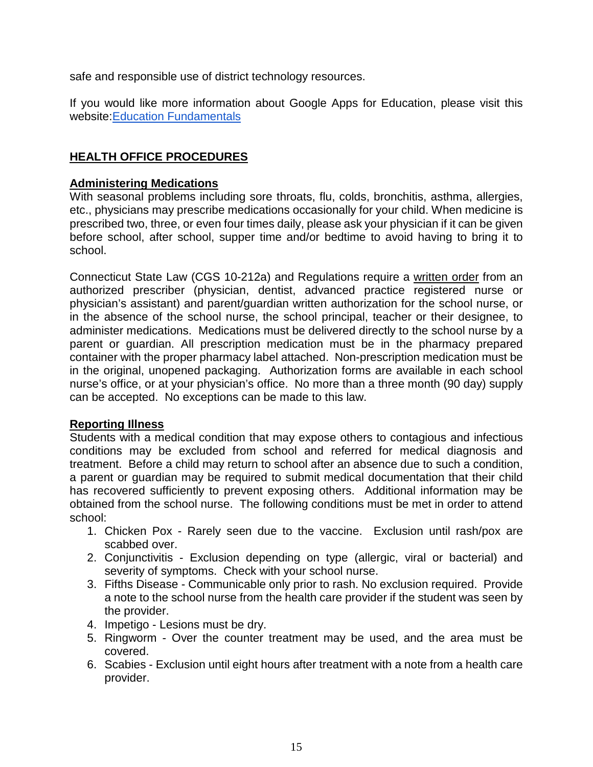safe and responsible use of district technology resources.

If you would like more information about Google Apps for Education, please visit this website:[Education Fundamentals]

## HEALTH OFFICE PROCEDURES

### Administering Medications

With seasonal problems including sore throats, flu, colds, bronchitis, asthma, allergies, etc., physicians may prescribe medications occasionally for your child. When medicine is prescribed two, three, or even four times daily, please ask your physician if it can be given before school, after school, supper time and/or bedtime to avoid having to bring it to school.

Connecticut State Law (CGS 10-212a) and Regulations require a written order from an authorized prescriber (physician, dentist, advanced practice registered nurse or physician's assistant) and parent/guardian written authorization for the school nurse, or in the absence of the school nurse, the school principal, teacher or their designee, to administer medications. Medications must be delivered directly to the school nurse by a parent or guardian. All prescription medication must be in the pharmacy prepared container with the proper pharmacy label attached. Non-prescription medication must be in the original, unopened packaging. Authorization forms are available in each school nurse's office, or at your physician's office. No more than a three month (90 day) supply can be accepted. No exceptions can be made to this law.

### Reporting Illness

Students with a medical condition that may expose others to contagious and infectious conditions may be excluded from school and referred for medical diagnosis and treatment. Before a child may return to school after an absence due to such a condition, a parent or guardian may be required to submit medical documentation that their child has recovered sufficiently to prevent exposing others. Additional information may be obtained from the school nurse. The following conditions must be met in order to attend school:

1. Chicken Pox - Rarely seen due to the vaccine. Exclusion until rash/pox are scabbed over.
2. Conjunctivitis - Exclusion depending on type (allergic, viral or bacterial) and severity of symptoms. Check with your school nurse.
3. Fifths Disease - Communicable only prior to rash. No exclusion required. Provide a note to the school nurse from the health care provider if the student was seen by the provider.
4. Impetigo - Lesions must be dry.
5. Ringworm - Over the counter treatment may be used, and the area must be covered.
6. Scabies - Exclusion until eight hours after treatment with a note from a health care provider.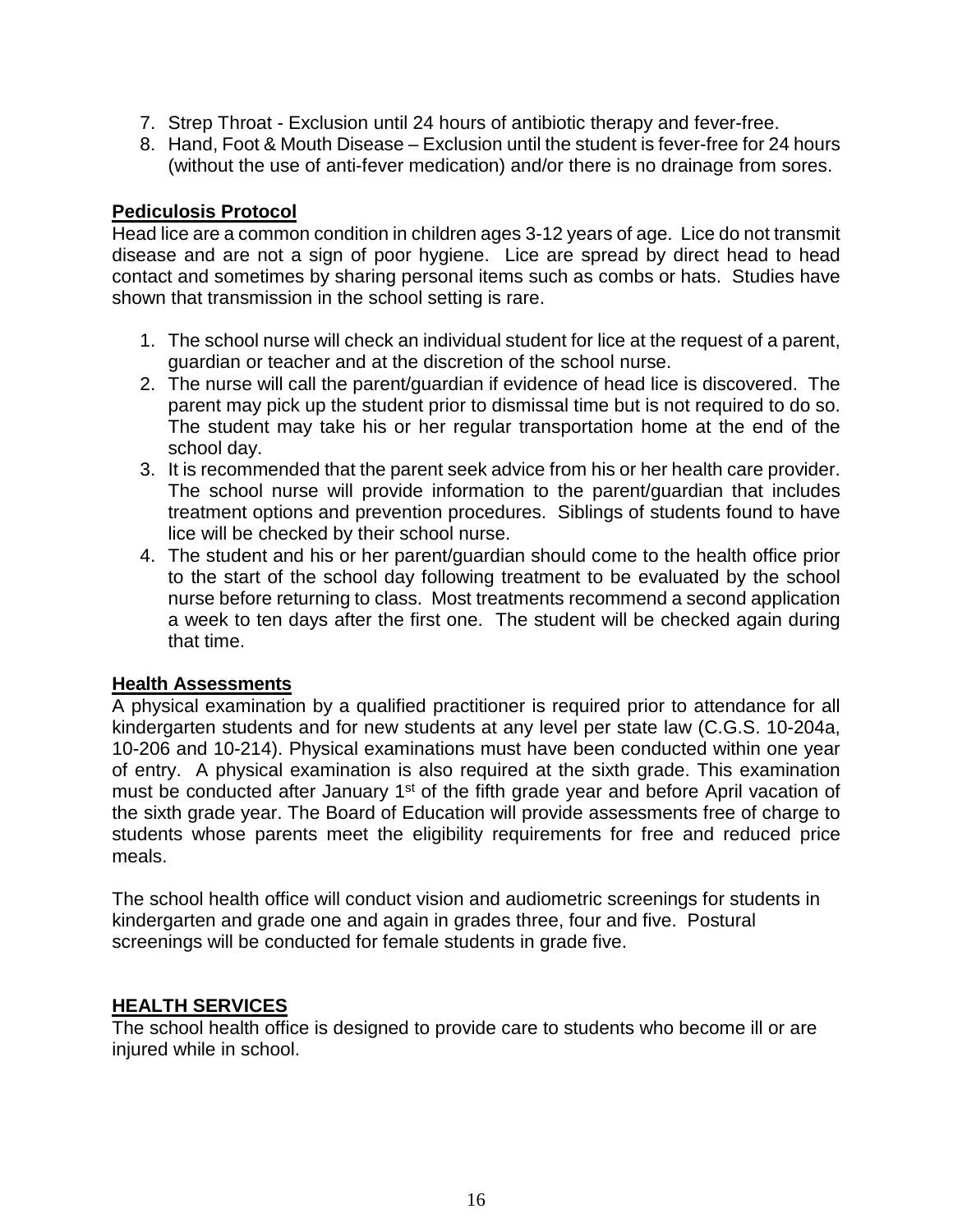7. Strep Throat - Exclusion until 24 hours of antibiotic therapy and fever-free.
8. Hand, Foot & Mouth Disease – Exclusion until the student is fever-free for 24 hours (without the use of anti-fever medication) and/or there is no drainage from sores.

**Pediculosis Protocol**

Head lice are a common condition in children ages 3-12 years of age. Lice do not transmit disease and are not a sign of poor hygiene. Lice are spread by direct head to head contact and sometimes by sharing personal items such as combs or hats. Studies have shown that transmission in the school setting is rare.

1. The school nurse will check an individual student for lice at the request of a parent, guardian or teacher and at the discretion of the school nurse.
2. The nurse will call the parent/guardian if evidence of head lice is discovered. The parent may pick up the student prior to dismissal time but is not required to do so. The student may take his or her regular transportation home at the end of the school day.
3. It is recommended that the parent seek advice from his or her health care provider. The school nurse will provide information to the parent/guardian that includes treatment options and prevention procedures. Siblings of students found to have lice will be checked by their school nurse.
4. The student and his or her parent/guardian should come to the health office prior to the start of the school day following treatment to be evaluated by the school nurse before returning to class. Most treatments recommend a second application a week to ten days after the first one. The student will be checked again during that time.

**Health Assessments**

A physical examination by a qualified practitioner is required prior to attendance for all kindergarten students and for new students at any level per state law (C.G.S. 10-204a, 10-206 and 10-214). Physical examinations must have been conducted within one year of entry. A physical examination is also required at the sixth grade. This examination must be conducted after January 1st of the fifth grade year and before April vacation of the sixth grade year. The Board of Education will provide assessments free of charge to students whose parents meet the eligibility requirements for free and reduced price meals.

The school health office will conduct vision and audiometric screenings for students in kindergarten and grade one and again in grades three, four and five. Postural screenings will be conducted for female students in grade five.

**HEALTH SERVICES**

The school health office is designed to provide care to students who become ill or are injured while in school.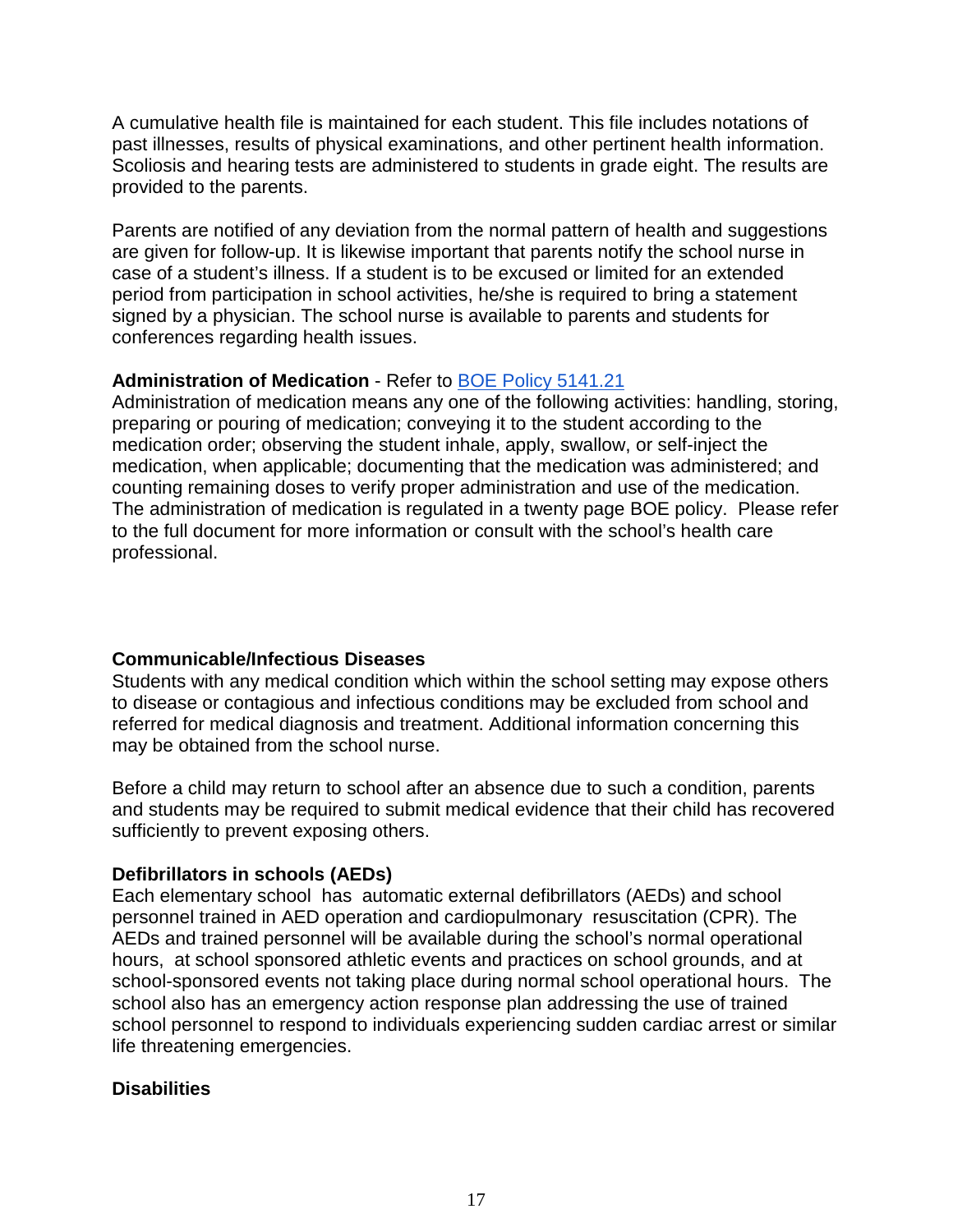A cumulative health file is maintained for each student. This file includes notations of past illnesses, results of physical examinations, and other pertinent health information. Scoliosis and hearing tests are administered to students in grade eight. The results are provided to the parents.

Parents are notified of any deviation from the normal pattern of health and suggestions are given for follow-up. It is likewise important that parents notify the school nurse in case of a student's illness. If a student is to be excused or limited for an extended period from participation in school activities, he/she is required to bring a statement signed by a physician. The school nurse is available to parents and students for conferences regarding health issues.

**Administration of Medication** - Refer to [BOE Policy 5141.21]
Administration of medication means any one of the following activities: handling, storing, preparing or pouring of medication; conveying it to the student according to the medication order; observing the student inhale, apply, swallow, or self-inject the medication, when applicable; documenting that the medication was administered; and counting remaining doses to verify proper administration and use of the medication. The administration of medication is regulated in a twenty page BOE policy. Please refer to the full document for more information or consult with the school's health care professional.

**Communicable/Infectious Diseases**
Students with any medical condition which within the school setting may expose others to disease or contagious and infectious conditions may be excluded from school and referred for medical diagnosis and treatment. Additional information concerning this may be obtained from the school nurse.

Before a child may return to school after an absence due to such a condition, parents and students may be required to submit medical evidence that their child has recovered sufficiently to prevent exposing others.

**Defibrillators in schools (AEDs)**
Each elementary school has automatic external defibrillators (AEDs) and school personnel trained in AED operation and cardiopulmonary resuscitation (CPR). The AEDs and trained personnel will be available during the school's normal operational hours, at school sponsored athletic events and practices on school grounds, and at school-sponsored events not taking place during normal school operational hours. The school also has an emergency action response plan addressing the use of trained school personnel to respond to individuals experiencing sudden cardiac arrest or similar life threatening emergencies.

**Disabilities**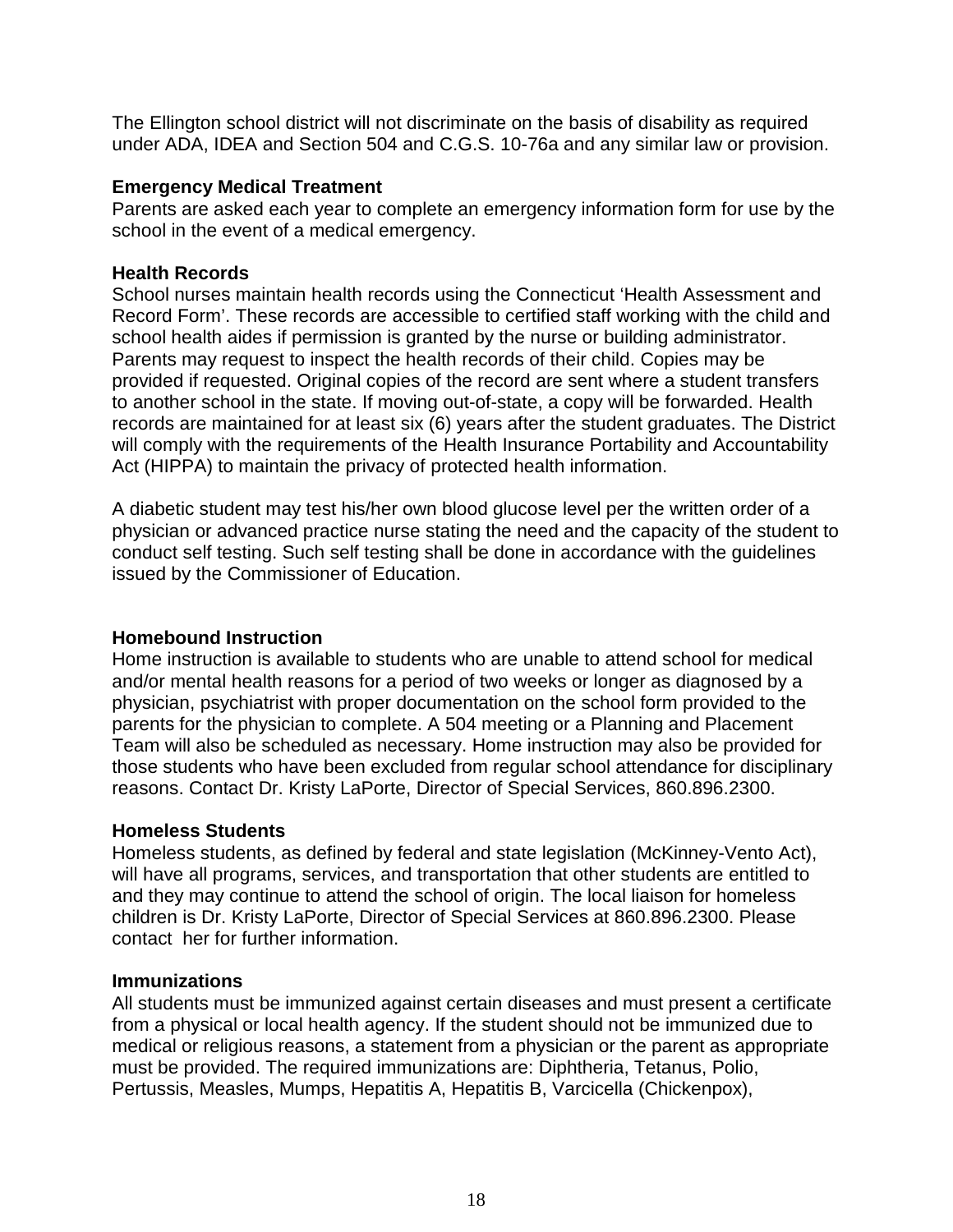The Ellington school district will not discriminate on the basis of disability as required under ADA, IDEA and Section 504 and C.G.S. 10-76a and any similar law or provision.

**Emergency Medical Treatment**
Parents are asked each year to complete an emergency information form for use by the school in the event of a medical emergency.

**Health Records**
School nurses maintain health records using the Connecticut 'Health Assessment and Record Form'. These records are accessible to certified staff working with the child and school health aides if permission is granted by the nurse or building administrator. Parents may request to inspect the health records of their child. Copies may be provided if requested. Original copies of the record are sent where a student transfers to another school in the state. If moving out-of-state, a copy will be forwarded. Health records are maintained for at least six (6) years after the student graduates. The District will comply with the requirements of the Health Insurance Portability and Accountability Act (HIPPA) to maintain the privacy of protected health information.

A diabetic student may test his/her own blood glucose level per the written order of a physician or advanced practice nurse stating the need and the capacity of the student to conduct self testing. Such self testing shall be done in accordance with the guidelines issued by the Commissioner of Education.

**Homebound Instruction**
Home instruction is available to students who are unable to attend school for medical and/or mental health reasons for a period of two weeks or longer as diagnosed by a physician, psychiatrist with proper documentation on the school form provided to the parents for the physician to complete. A 504 meeting or a Planning and Placement Team will also be scheduled as necessary. Home instruction may also be provided for those students who have been excluded from regular school attendance for disciplinary reasons. Contact Dr. Kristy LaPorte, Director of Special Services, 860.896.2300.

**Homeless Students**
Homeless students, as defined by federal and state legislation (McKinney-Vento Act), will have all programs, services, and transportation that other students are entitled to and they may continue to attend the school of origin. The local liaison for homeless children is Dr. Kristy LaPorte, Director of Special Services at 860.896.2300. Please contact her for further information.

**Immunizations**
All students must be immunized against certain diseases and must present a certificate from a physical or local health agency. If the student should not be immunized due to medical or religious reasons, a statement from a physician or the parent as appropriate must be provided. The required immunizations are: Diphtheria, Tetanus, Polio, Pertussis, Measles, Mumps, Hepatitis A, Hepatitis B, Varcicella (Chickenpox),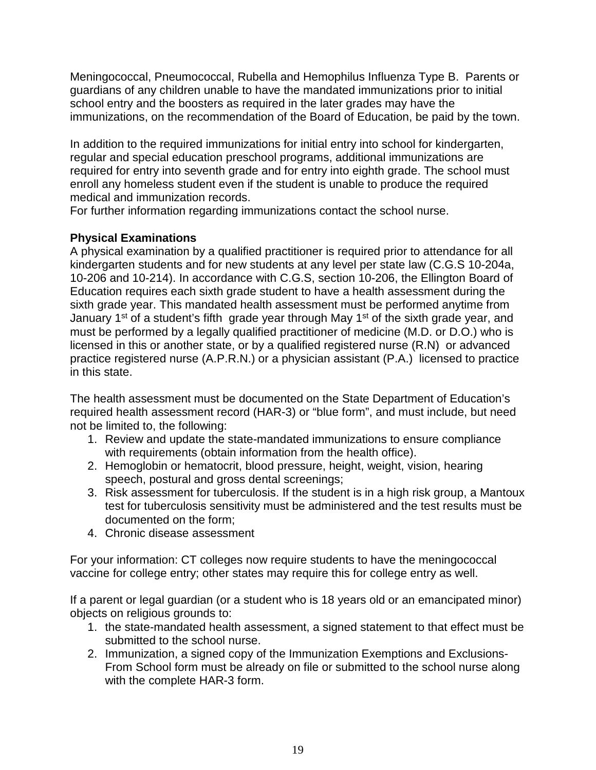Meningococcal, Pneumococcal, Rubella and Hemophilus Influenza Type B. Parents or guardians of any children unable to have the mandated immunizations prior to initial school entry and the boosters as required in the later grades may have the immunizations, on the recommendation of the Board of Education, be paid by the town.

In addition to the required immunizations for initial entry into school for kindergarten, regular and special education preschool programs, additional immunizations are required for entry into seventh grade and for entry into eighth grade. The school must enroll any homeless student even if the student is unable to produce the required medical and immunization records.
For further information regarding immunizations contact the school nurse.

**Physical Examinations**
A physical examination by a qualified practitioner is required prior to attendance for all kindergarten students and for new students at any level per state law (C.G.S 10-204a, 10-206 and 10-214). In accordance with C.G.S, section 10-206, the Ellington Board of Education requires each sixth grade student to have a health assessment during the sixth grade year. This mandated health assessment must be performed anytime from January 1st of a student's fifth grade year through May 1st of the sixth grade year, and must be performed by a legally qualified practitioner of medicine (M.D. or D.O.) who is licensed in this or another state, or by a qualified registered nurse (R.N) or advanced practice registered nurse (A.P.R.N.) or a physician assistant (P.A.) licensed to practice in this state.

The health assessment must be documented on the State Department of Education's required health assessment record (HAR-3) or "blue form", and must include, but need not be limited to, the following:

1. Review and update the state-mandated immunizations to ensure compliance with requirements (obtain information from the health office).
2. Hemoglobin or hematocrit, blood pressure, height, weight, vision, hearing speech, postural and gross dental screenings;
3. Risk assessment for tuberculosis. If the student is in a high risk group, a Mantoux test for tuberculosis sensitivity must be administered and the test results must be documented on the form;
4. Chronic disease assessment

For your information: CT colleges now require students to have the meningococcal vaccine for college entry; other states may require this for college entry as well.

If a parent or legal guardian (or a student who is 18 years old or an emancipated minor) objects on religious grounds to:

1. the state-mandated health assessment, a signed statement to that effect must be submitted to the school nurse.
2. Immunization, a signed copy of the Immunization Exemptions and Exclusions-From School form must be already on file or submitted to the school nurse along with the complete HAR-3 form.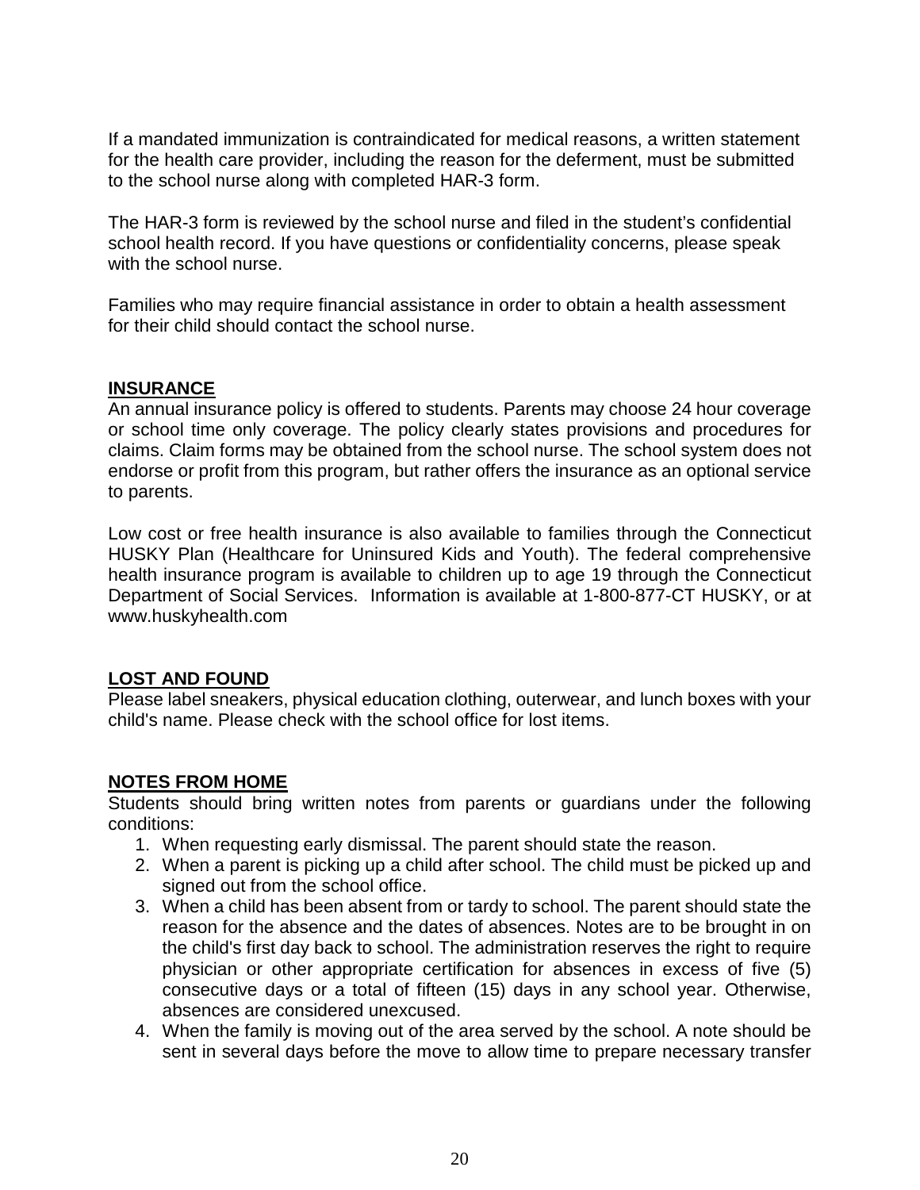If a mandated immunization is contraindicated for medical reasons, a written statement for the health care provider, including the reason for the deferment, must be submitted to the school nurse along with completed HAR-3 form.

The HAR-3 form is reviewed by the school nurse and filed in the student's confidential school health record. If you have questions or confidentiality concerns, please speak with the school nurse.

Families who may require financial assistance in order to obtain a health assessment for their child should contact the school nurse.

## INSURANCE

An annual insurance policy is offered to students. Parents may choose 24 hour coverage or school time only coverage. The policy clearly states provisions and procedures for claims. Claim forms may be obtained from the school nurse. The school system does not endorse or profit from this program, but rather offers the insurance as an optional service to parents.

Low cost or free health insurance is also available to families through the Connecticut HUSKY Plan (Healthcare for Uninsured Kids and Youth). The federal comprehensive health insurance program is available to children up to age 19 through the Connecticut Department of Social Services. Information is available at 1-800-877-CT HUSKY, or at www.huskyhealth.com

## LOST AND FOUND

Please label sneakers, physical education clothing, outerwear, and lunch boxes with your child's name. Please check with the school office for lost items.

## NOTES FROM HOME

Students should bring written notes from parents or guardians under the following conditions:

1. When requesting early dismissal. The parent should state the reason.
2. When a parent is picking up a child after school. The child must be picked up and signed out from the school office.
3. When a child has been absent from or tardy to school. The parent should state the reason for the absence and the dates of absences. Notes are to be brought in on the child's first day back to school. The administration reserves the right to require physician or other appropriate certification for absences in excess of five (5) consecutive days or a total of fifteen (15) days in any school year. Otherwise, absences are considered unexcused.
4. When the family is moving out of the area served by the school. A note should be sent in several days before the move to allow time to prepare necessary transfer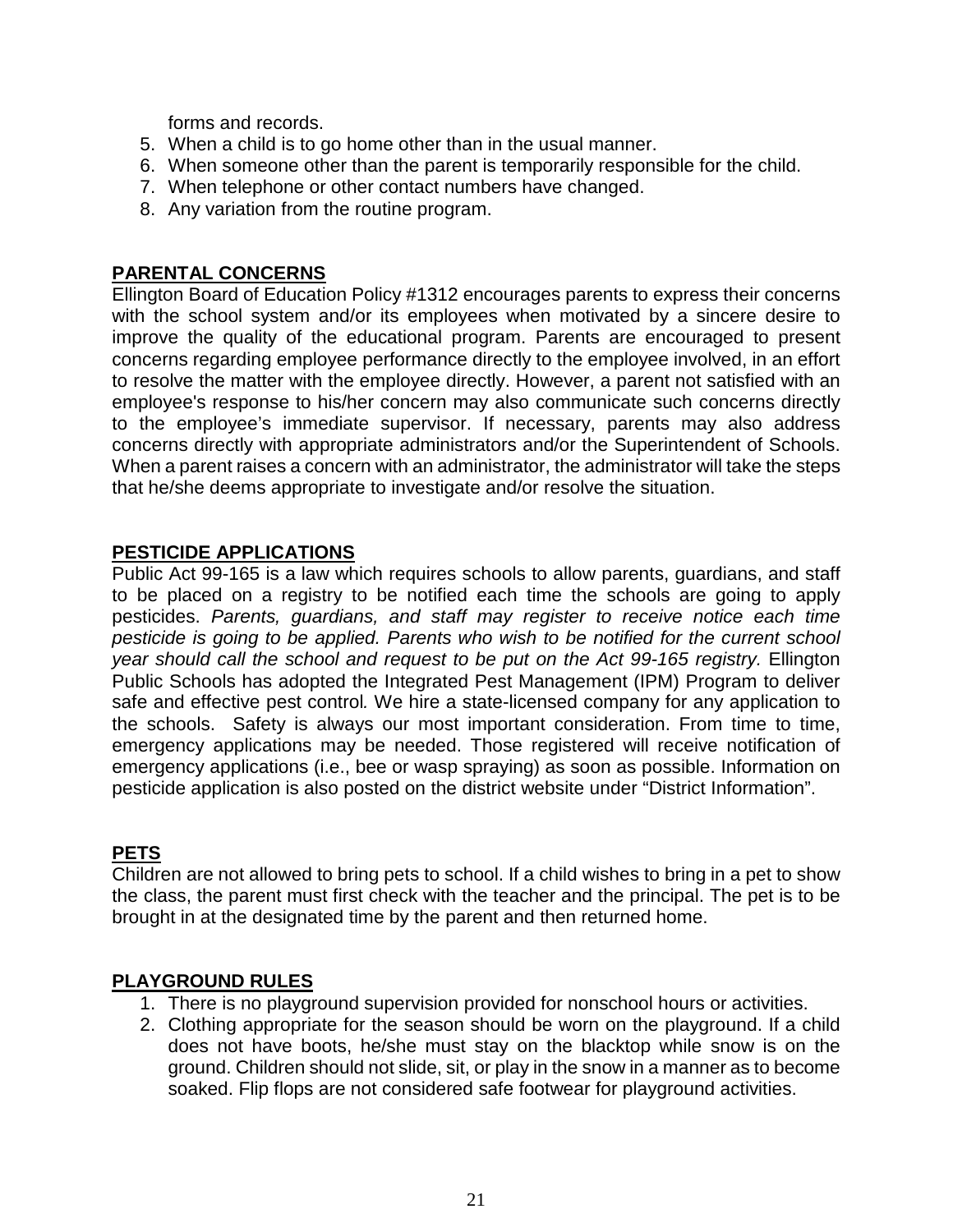forms and records.

5. When a child is to go home other than in the usual manner.
6. When someone other than the parent is temporarily responsible for the child.
7. When telephone or other contact numbers have changed.
8. Any variation from the routine program.

## PARENTAL CONCERNS

Ellington Board of Education Policy #1312 encourages parents to express their concerns with the school system and/or its employees when motivated by a sincere desire to improve the quality of the educational program. Parents are encouraged to present concerns regarding employee performance directly to the employee involved, in an effort to resolve the matter with the employee directly. However, a parent not satisfied with an employee's response to his/her concern may also communicate such concerns directly to the employee's immediate supervisor. If necessary, parents may also address concerns directly with appropriate administrators and/or the Superintendent of Schools. When a parent raises a concern with an administrator, the administrator will take the steps that he/she deems appropriate to investigate and/or resolve the situation.

## PESTICIDE APPLICATIONS

Public Act 99-165 is a law which requires schools to allow parents, guardians, and staff to be placed on a registry to be notified each time the schools are going to apply pesticides. *Parents, guardians, and staff may register to receive notice each time pesticide is going to be applied. Parents who wish to be notified for the current school year should call the school and request to be put on the Act 99-165 registry.* Ellington Public Schools has adopted the Integrated Pest Management (IPM) Program to deliver safe and effective pest control. We hire a state-licensed company for any application to the schools. Safety is always our most important consideration. From time to time, emergency applications may be needed. Those registered will receive notification of emergency applications (i.e., bee or wasp spraying) as soon as possible. Information on pesticide application is also posted on the district website under "District Information".

## PETS

Children are not allowed to bring pets to school. If a child wishes to bring in a pet to show the class, the parent must first check with the teacher and the principal. The pet is to be brought in at the designated time by the parent and then returned home.

## PLAYGROUND RULES

1. There is no playground supervision provided for nonschool hours or activities.
2. Clothing appropriate for the season should be worn on the playground. If a child does not have boots, he/she must stay on the blacktop while snow is on the ground. Children should not slide, sit, or play in the snow in a manner as to become soaked. Flip flops are not considered safe footwear for playground activities.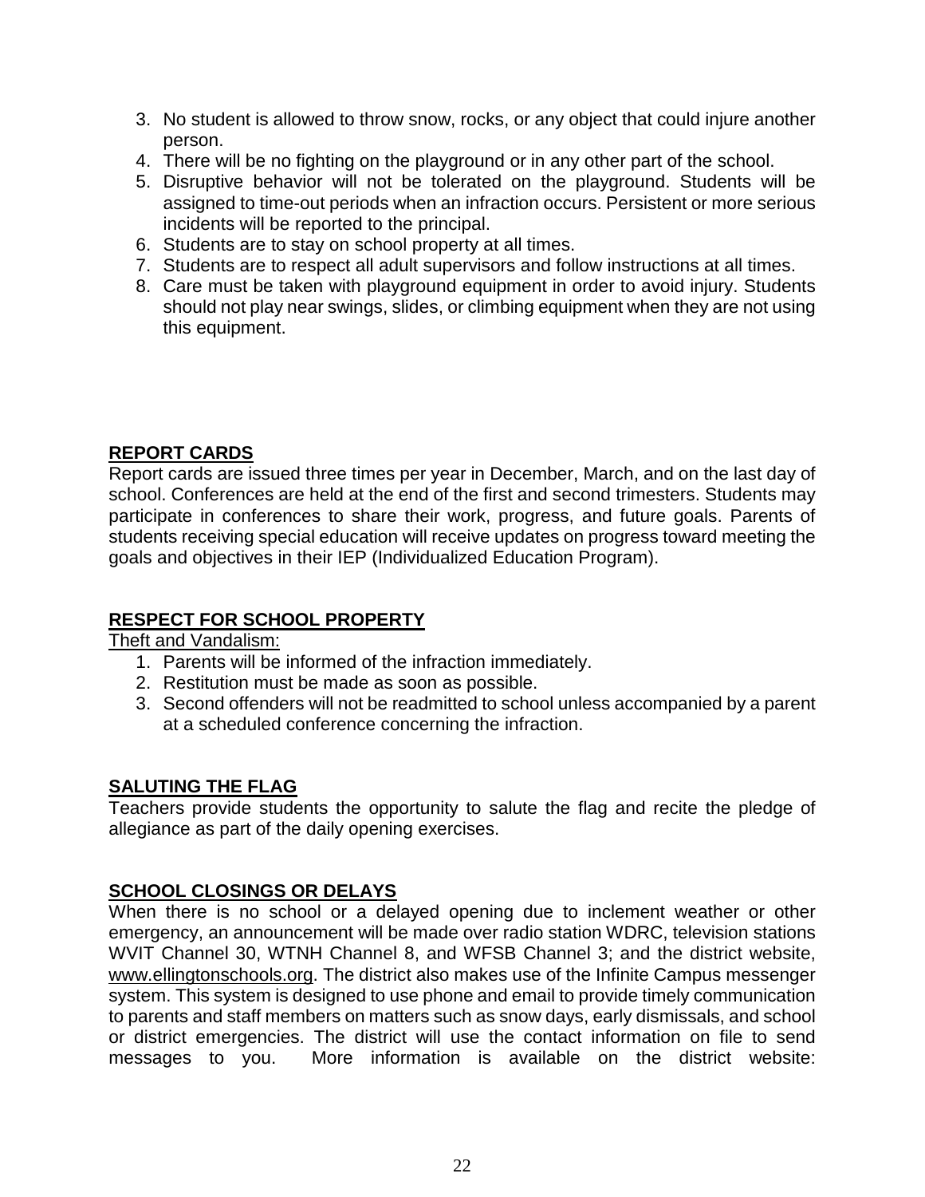3. No student is allowed to throw snow, rocks, or any object that could injure another person.
4. There will be no fighting on the playground or in any other part of the school.
5. Disruptive behavior will not be tolerated on the playground. Students will be assigned to time-out periods when an infraction occurs. Persistent or more serious incidents will be reported to the principal.
6. Students are to stay on school property at all times.
7. Students are to respect all adult supervisors and follow instructions at all times.
8. Care must be taken with playground equipment in order to avoid injury. Students should not play near swings, slides, or climbing equipment when they are not using this equipment.

## REPORT CARDS

Report cards are issued three times per year in December, March, and on the last day of school. Conferences are held at the end of the first and second trimesters. Students may participate in conferences to share their work, progress, and future goals. Parents of students receiving special education will receive updates on progress toward meeting the goals and objectives in their IEP (Individualized Education Program).

## RESPECT FOR SCHOOL PROPERTY

Theft and Vandalism:

1. Parents will be informed of the infraction immediately.
2. Restitution must be made as soon as possible.
3. Second offenders will not be readmitted to school unless accompanied by a parent at a scheduled conference concerning the infraction.

## SALUTING THE FLAG

Teachers provide students the opportunity to salute the flag and recite the pledge of allegiance as part of the daily opening exercises.

## SCHOOL CLOSINGS OR DELAYS

When there is no school or a delayed opening due to inclement weather or other emergency, an announcement will be made over radio station WDRC, television stations WVIT Channel 30, WTNH Channel 8, and WFSB Channel 3; and the district website, www.ellingtonschools.org. The district also makes use of the Infinite Campus messenger system. This system is designed to use phone and email to provide timely communication to parents and staff members on matters such as snow days, early dismissals, and school or district emergencies. The district will use the contact information on file to send messages to you. More information is available on the district website: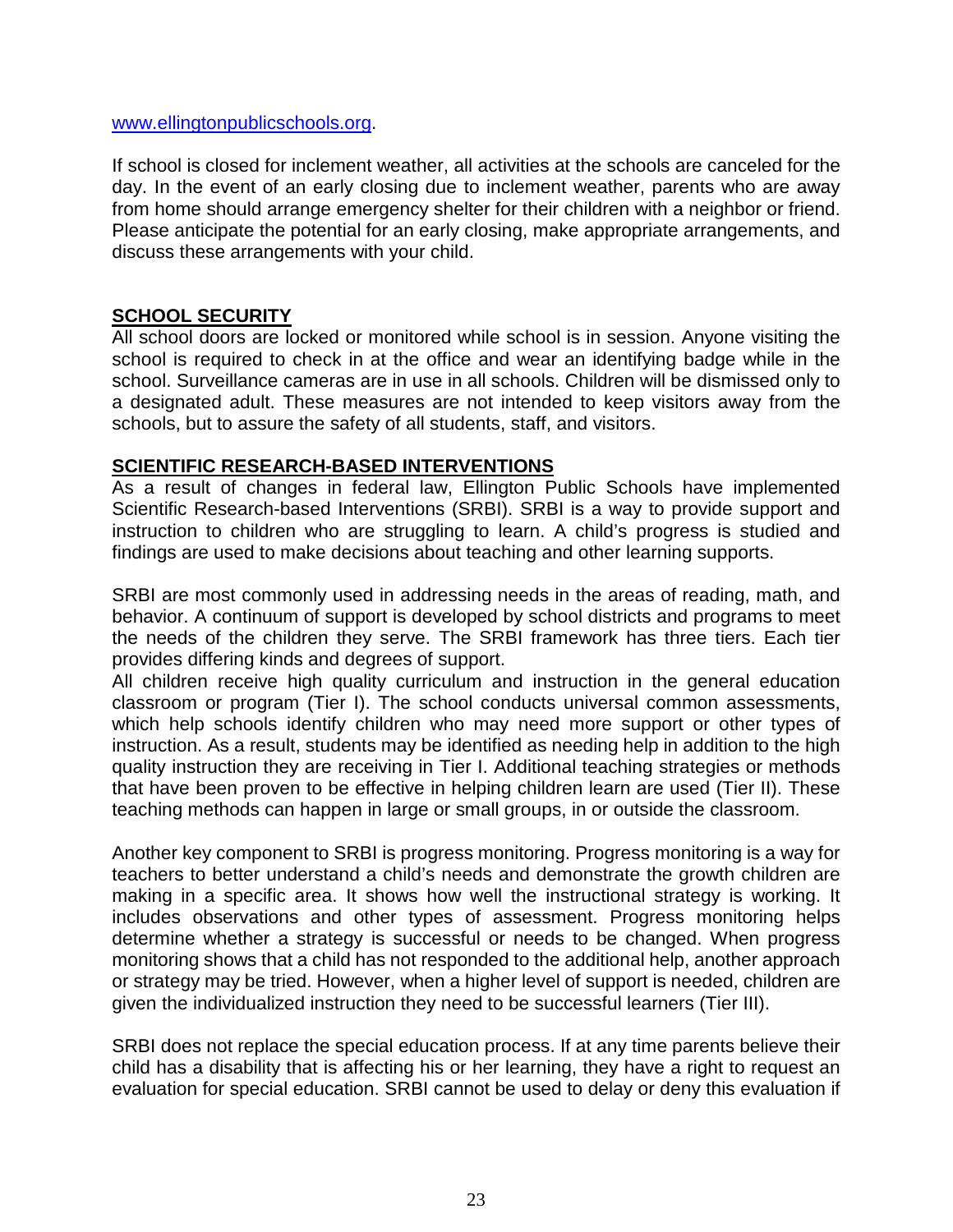www.ellingtonpublicschools.org.

If school is closed for inclement weather, all activities at the schools are canceled for the day. In the event of an early closing due to inclement weather, parents who are away from home should arrange emergency shelter for their children with a neighbor or friend. Please anticipate the potential for an early closing, make appropriate arrangements, and discuss these arrangements with your child.

## SCHOOL SECURITY

All school doors are locked or monitored while school is in session. Anyone visiting the school is required to check in at the office and wear an identifying badge while in the school. Surveillance cameras are in use in all schools. Children will be dismissed only to a designated adult. These measures are not intended to keep visitors away from the schools, but to assure the safety of all students, staff, and visitors.

## SCIENTIFIC RESEARCH-BASED INTERVENTIONS

As a result of changes in federal law, Ellington Public Schools have implemented Scientific Research-based Interventions (SRBI). SRBI is a way to provide support and instruction to children who are struggling to learn. A child's progress is studied and findings are used to make decisions about teaching and other learning supports.

SRBI are most commonly used in addressing needs in the areas of reading, math, and behavior. A continuum of support is developed by school districts and programs to meet the needs of the children they serve. The SRBI framework has three tiers. Each tier provides differing kinds and degrees of support.
All children receive high quality curriculum and instruction in the general education classroom or program (Tier I). The school conducts universal common assessments, which help schools identify children who may need more support or other types of instruction. As a result, students may be identified as needing help in addition to the high quality instruction they are receiving in Tier I. Additional teaching strategies or methods that have been proven to be effective in helping children learn are used (Tier II). These teaching methods can happen in large or small groups, in or outside the classroom.

Another key component to SRBI is progress monitoring. Progress monitoring is a way for teachers to better understand a child's needs and demonstrate the growth children are making in a specific area. It shows how well the instructional strategy is working. It includes observations and other types of assessment. Progress monitoring helps determine whether a strategy is successful or needs to be changed. When progress monitoring shows that a child has not responded to the additional help, another approach or strategy may be tried. However, when a higher level of support is needed, children are given the individualized instruction they need to be successful learners (Tier III).

SRBI does not replace the special education process. If at any time parents believe their child has a disability that is affecting his or her learning, they have a right to request an evaluation for special education. SRBI cannot be used to delay or deny this evaluation if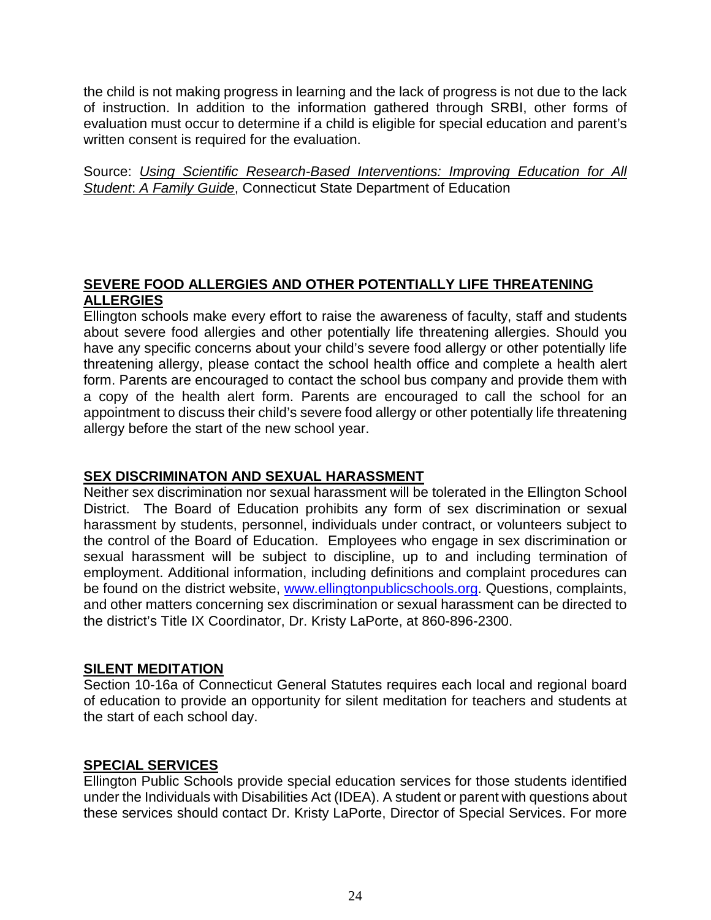the child is not making progress in learning and the lack of progress is not due to the lack of instruction. In addition to the information gathered through SRBI, other forms of evaluation must occur to determine if a child is eligible for special education and parent's written consent is required for the evaluation.

Source: *Using Scientific Research-Based Interventions: Improving Education for All Student: A Family Guide*, Connecticut State Department of Education

## SEVERE FOOD ALLERGIES AND OTHER POTENTIALLY LIFE THREATENING ALLERGIES

Ellington schools make every effort to raise the awareness of faculty, staff and students about severe food allergies and other potentially life threatening allergies. Should you have any specific concerns about your child's severe food allergy or other potentially life threatening allergy, please contact the school health office and complete a health alert form. Parents are encouraged to contact the school bus company and provide them with a copy of the health alert form. Parents are encouraged to call the school for an appointment to discuss their child's severe food allergy or other potentially life threatening allergy before the start of the new school year.

## SEX DISCRIMINATON AND SEXUAL HARASSMENT

Neither sex discrimination nor sexual harassment will be tolerated in the Ellington School District. The Board of Education prohibits any form of sex discrimination or sexual harassment by students, personnel, individuals under contract, or volunteers subject to the control of the Board of Education. Employees who engage in sex discrimination or sexual harassment will be subject to discipline, up to and including termination of employment. Additional information, including definitions and complaint procedures can be found on the district website, www.ellingtonpublicschools.org. Questions, complaints, and other matters concerning sex discrimination or sexual harassment can be directed to the district's Title IX Coordinator, Dr. Kristy LaPorte, at 860-896-2300.

## SILENT MEDITATION

Section 10-16a of Connecticut General Statutes requires each local and regional board of education to provide an opportunity for silent meditation for teachers and students at the start of each school day.

## SPECIAL SERVICES

Ellington Public Schools provide special education services for those students identified under the Individuals with Disabilities Act (IDEA). A student or parent with questions about these services should contact Dr. Kristy LaPorte, Director of Special Services. For more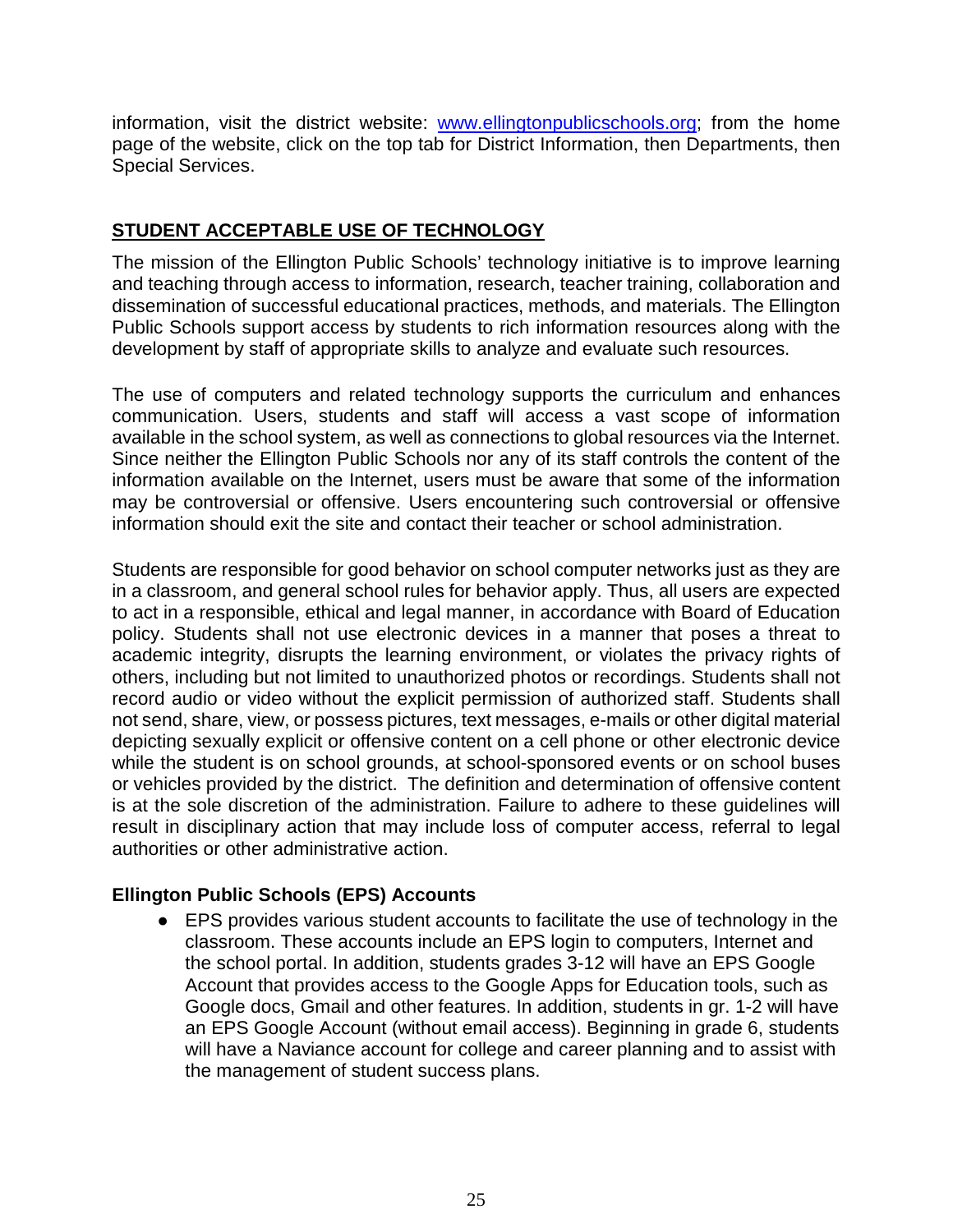information, visit the district website: [www.ellingtonpublicschools.org](http://www.ellingtonpublicschools.org); from the home page of the website, click on the top tab for District Information, then Departments, then Special Services.

## STUDENT ACCEPTABLE USE OF TECHNOLOGY

The mission of the Ellington Public Schools' technology initiative is to improve learning and teaching through access to information, research, teacher training, collaboration and dissemination of successful educational practices, methods, and materials. The Ellington Public Schools support access by students to rich information resources along with the development by staff of appropriate skills to analyze and evaluate such resources.

The use of computers and related technology supports the curriculum and enhances communication. Users, students and staff will access a vast scope of information available in the school system, as well as connections to global resources via the Internet. Since neither the Ellington Public Schools nor any of its staff controls the content of the information available on the Internet, users must be aware that some of the information may be controversial or offensive. Users encountering such controversial or offensive information should exit the site and contact their teacher or school administration.

Students are responsible for good behavior on school computer networks just as they are in a classroom, and general school rules for behavior apply. Thus, all users are expected to act in a responsible, ethical and legal manner, in accordance with Board of Education policy. Students shall not use electronic devices in a manner that poses a threat to academic integrity, disrupts the learning environment, or violates the privacy rights of others, including but not limited to unauthorized photos or recordings. Students shall not record audio or video without the explicit permission of authorized staff. Students shall not send, share, view, or possess pictures, text messages, e-mails or other digital material depicting sexually explicit or offensive content on a cell phone or other electronic device while the student is on school grounds, at school-sponsored events or on school buses or vehicles provided by the district. The definition and determination of offensive content is at the sole discretion of the administration. Failure to adhere to these guidelines will result in disciplinary action that may include loss of computer access, referral to legal authorities or other administrative action.

### Ellington Public Schools (EPS) Accounts

- EPS provides various student accounts to facilitate the use of technology in the classroom. These accounts include an EPS login to computers, Internet and the school portal. In addition, students grades 3-12 will have an EPS Google Account that provides access to the Google Apps for Education tools, such as Google docs, Gmail and other features. In addition, students in gr. 1-2 will have an EPS Google Account (without email access). Beginning in grade 6, students will have a Naviance account for college and career planning and to assist with the management of student success plans.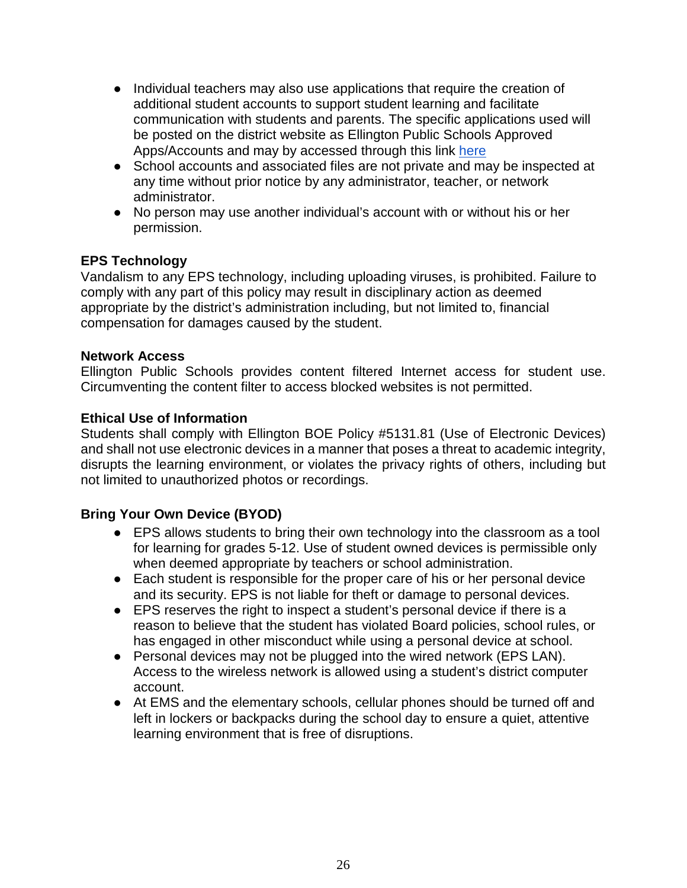- Individual teachers may also use applications that require the creation of additional student accounts to support student learning and facilitate communication with students and parents. The specific applications used will be posted on the district website as Ellington Public Schools Approved Apps/Accounts and may by accessed through this link here
- School accounts and associated files are not private and may be inspected at any time without prior notice by any administrator, teacher, or network administrator.
- No person may use another individual's account with or without his or her permission.

**EPS Technology**
Vandalism to any EPS technology, including uploading viruses, is prohibited. Failure to comply with any part of this policy may result in disciplinary action as deemed appropriate by the district's administration including, but not limited to, financial compensation for damages caused by the student.

**Network Access**
Ellington Public Schools provides content filtered Internet access for student use. Circumventing the content filter to access blocked websites is not permitted.

**Ethical Use of Information**
Students shall comply with Ellington BOE Policy #5131.81 (Use of Electronic Devices) and shall not use electronic devices in a manner that poses a threat to academic integrity, disrupts the learning environment, or violates the privacy rights of others, including but not limited to unauthorized photos or recordings.

**Bring Your Own Device (BYOD)**
- EPS allows students to bring their own technology into the classroom as a tool for learning for grades 5-12. Use of student owned devices is permissible only when deemed appropriate by teachers or school administration.
- Each student is responsible for the proper care of his or her personal device and its security. EPS is not liable for theft or damage to personal devices.
- EPS reserves the right to inspect a student's personal device if there is a reason to believe that the student has violated Board policies, school rules, or has engaged in other misconduct while using a personal device at school.
- Personal devices may not be plugged into the wired network (EPS LAN). Access to the wireless network is allowed using a student's district computer account.
- At EMS and the elementary schools, cellular phones should be turned off and left in lockers or backpacks during the school day to ensure a quiet, attentive learning environment that is free of disruptions.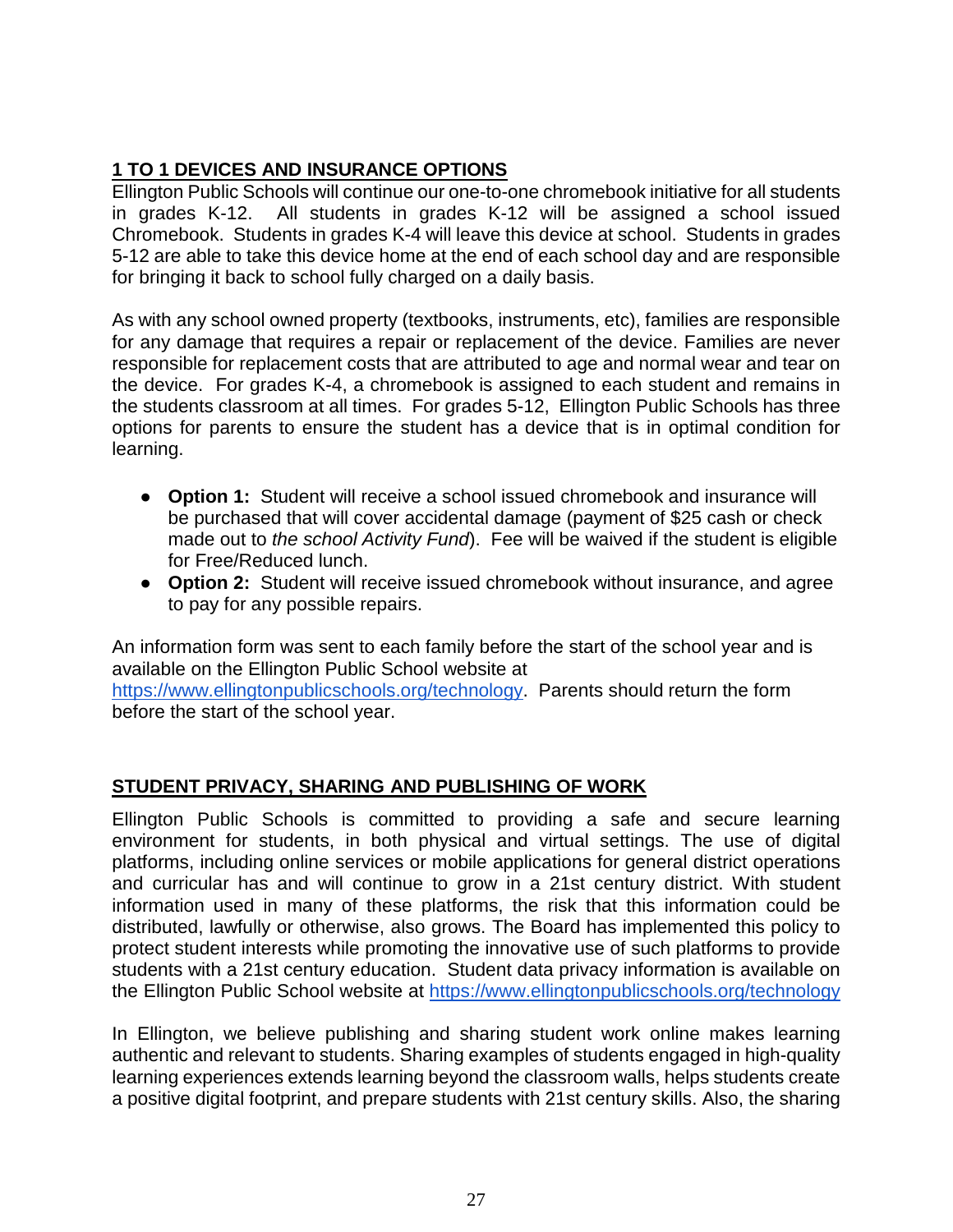## 1 TO 1 DEVICES AND INSURANCE OPTIONS

Ellington Public Schools will continue our one-to-one chromebook initiative for all students in grades K-12. All students in grades K-12 will be assigned a school issued Chromebook. Students in grades K-4 will leave this device at school. Students in grades 5-12 are able to take this device home at the end of each school day and are responsible for bringing it back to school fully charged on a daily basis.

As with any school owned property (textbooks, instruments, etc), families are responsible for any damage that requires a repair or replacement of the device. Families are never responsible for replacement costs that are attributed to age and normal wear and tear on the device. For grades K-4, a chromebook is assigned to each student and remains in the students classroom at all times. For grades 5-12, Ellington Public Schools has three options for parents to ensure the student has a device that is in optimal condition for learning.

- **Option 1:** Student will receive a school issued chromebook and insurance will be purchased that will cover accidental damage (payment of $25 cash or check made out to *the school Activity Fund*). Fee will be waived if the student is eligible for Free/Reduced lunch.
- **Option 2:** Student will receive issued chromebook without insurance, and agree to pay for any possible repairs.

An information form was sent to each family before the start of the school year and is available on the Ellington Public School website at [https://www.ellingtonpublicschools.org/technology](https://www.ellingtonpublicschools.org/technology). Parents should return the form before the start of the school year.

## STUDENT PRIVACY, SHARING AND PUBLISHING OF WORK

Ellington Public Schools is committed to providing a safe and secure learning environment for students, in both physical and virtual settings. The use of digital platforms, including online services or mobile applications for general district operations and curricular has and will continue to grow in a 21st century district. With student information used in many of these platforms, the risk that this information could be distributed, lawfully or otherwise, also grows. The Board has implemented this policy to protect student interests while promoting the innovative use of such platforms to provide students with a 21st century education. Student data privacy information is available on the Ellington Public School website at [https://www.ellingtonpublicschools.org/technology](https://www.ellingtonpublicschools.org/technology)

In Ellington, we believe publishing and sharing student work online makes learning authentic and relevant to students. Sharing examples of students engaged in high-quality learning experiences extends learning beyond the classroom walls, helps students create a positive digital footprint, and prepare students with 21st century skills. Also, the sharing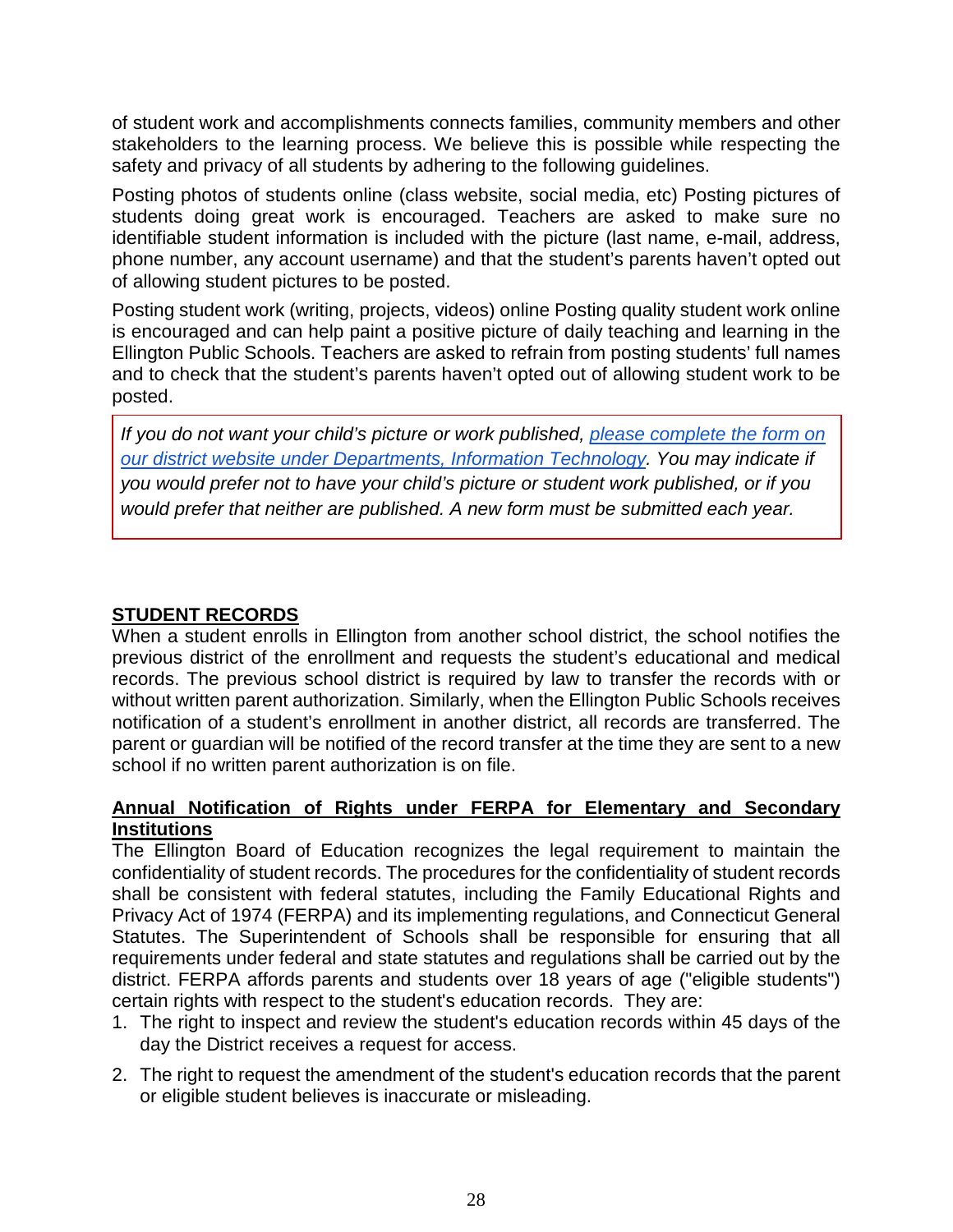of student work and accomplishments connects families, community members and other stakeholders to the learning process. We believe this is possible while respecting the safety and privacy of all students by adhering to the following guidelines.

Posting photos of students online (class website, social media, etc) Posting pictures of students doing great work is encouraged. Teachers are asked to make sure no identifiable student information is included with the picture (last name, e-mail, address, phone number, any account username) and that the student's parents haven't opted out of allowing student pictures to be posted.

Posting student work (writing, projects, videos) online Posting quality student work online is encouraged and can help paint a positive picture of daily teaching and learning in the Ellington Public Schools. Teachers are asked to refrain from posting students' full names and to check that the student's parents haven't opted out of allowing student work to be posted.

> *If you do not want your child's picture or work published, please complete the form on our district website under Departments, Information Technology. You may indicate if you would prefer not to have your child's picture or student work published, or if you would prefer that neither are published. A new form must be submitted each year.*

## STUDENT RECORDS

When a student enrolls in Ellington from another school district, the school notifies the previous district of the enrollment and requests the student's educational and medical records. The previous school district is required by law to transfer the records with or without written parent authorization. Similarly, when the Ellington Public Schools receives notification of a student's enrollment in another district, all records are transferred. The parent or guardian will be notified of the record transfer at the time they are sent to a new school if no written parent authorization is on file.

### Annual Notification of Rights under FERPA for Elementary and Secondary Institutions

The Ellington Board of Education recognizes the legal requirement to maintain the confidentiality of student records. The procedures for the confidentiality of student records shall be consistent with federal statutes, including the Family Educational Rights and Privacy Act of 1974 (FERPA) and its implementing regulations, and Connecticut General Statutes. The Superintendent of Schools shall be responsible for ensuring that all requirements under federal and state statutes and regulations shall be carried out by the district. FERPA affords parents and students over 18 years of age ("eligible students") certain rights with respect to the student's education records. They are:

1. The right to inspect and review the student's education records within 45 days of the day the District receives a request for access.
2. The right to request the amendment of the student's education records that the parent or eligible student believes is inaccurate or misleading.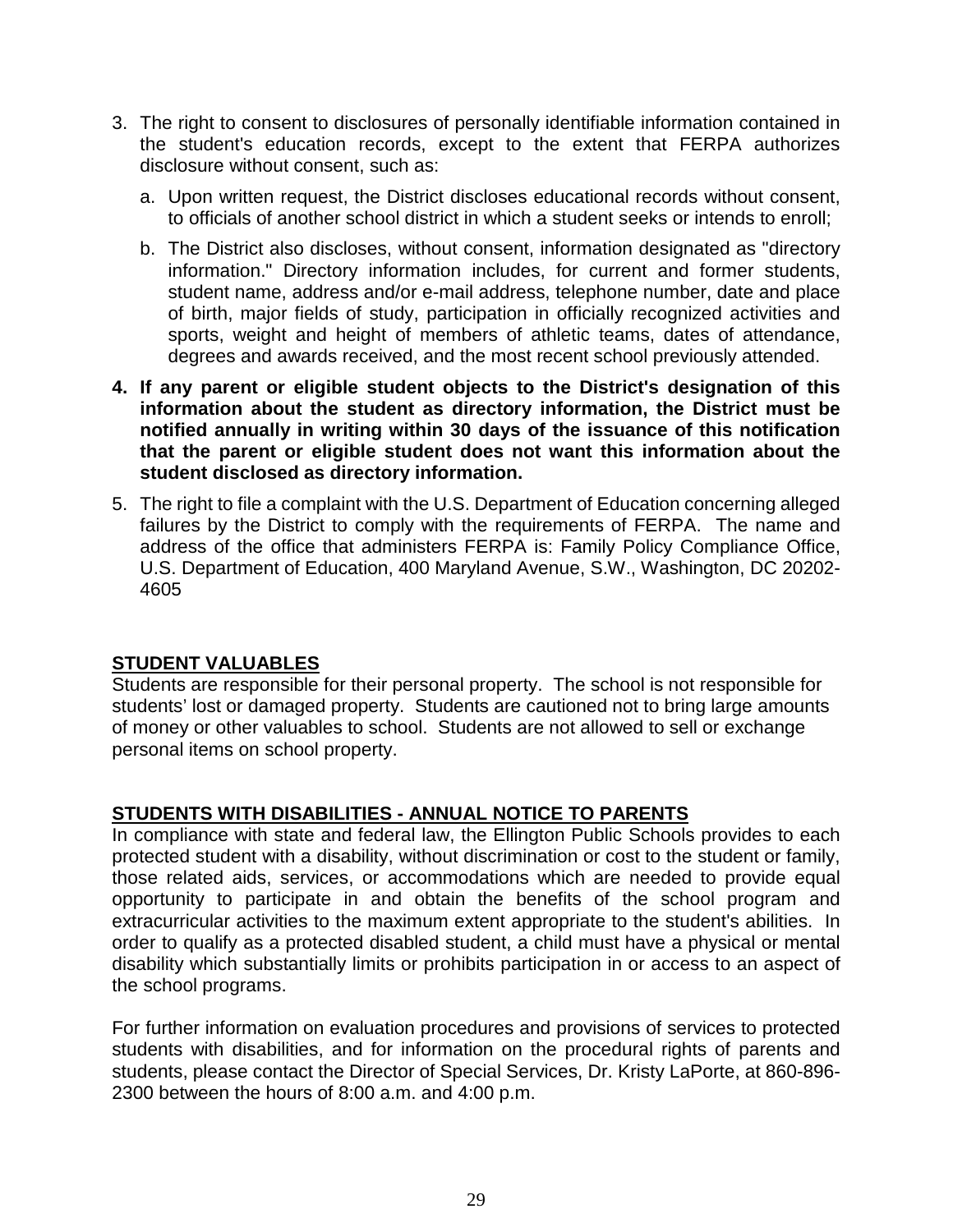3. The right to consent to disclosures of personally identifiable information contained in the student's education records, except to the extent that FERPA authorizes disclosure without consent, such as:

   a. Upon written request, the District discloses educational records without consent, to officials of another school district in which a student seeks or intends to enroll;

   b. The District also discloses, without consent, information designated as "directory information." Directory information includes, for current and former students, student name, address and/or e-mail address, telephone number, date and place of birth, major fields of study, participation in officially recognized activities and sports, weight and height of members of athletic teams, dates of attendance, degrees and awards received, and the most recent school previously attended.

4. **If any parent or eligible student objects to the District's designation of this information about the student as directory information, the District must be notified annually in writing within 30 days of the issuance of this notification that the parent or eligible student does not want this information about the student disclosed as directory information.**

5. The right to file a complaint with the U.S. Department of Education concerning alleged failures by the District to comply with the requirements of FERPA. The name and address of the office that administers FERPA is: Family Policy Compliance Office, U.S. Department of Education, 400 Maryland Avenue, S.W., Washington, DC 20202-4605

## STUDENT VALUABLES

Students are responsible for their personal property. The school is not responsible for students' lost or damaged property. Students are cautioned not to bring large amounts of money or other valuables to school. Students are not allowed to sell or exchange personal items on school property.

## STUDENTS WITH DISABILITIES - ANNUAL NOTICE TO PARENTS

In compliance with state and federal law, the Ellington Public Schools provides to each protected student with a disability, without discrimination or cost to the student or family, those related aids, services, or accommodations which are needed to provide equal opportunity to participate in and obtain the benefits of the school program and extracurricular activities to the maximum extent appropriate to the student's abilities. In order to qualify as a protected disabled student, a child must have a physical or mental disability which substantially limits or prohibits participation in or access to an aspect of the school programs.

For further information on evaluation procedures and provisions of services to protected students with disabilities, and for information on the procedural rights of parents and students, please contact the Director of Special Services, Dr. Kristy LaPorte, at 860-896-2300 between the hours of 8:00 a.m. and 4:00 p.m.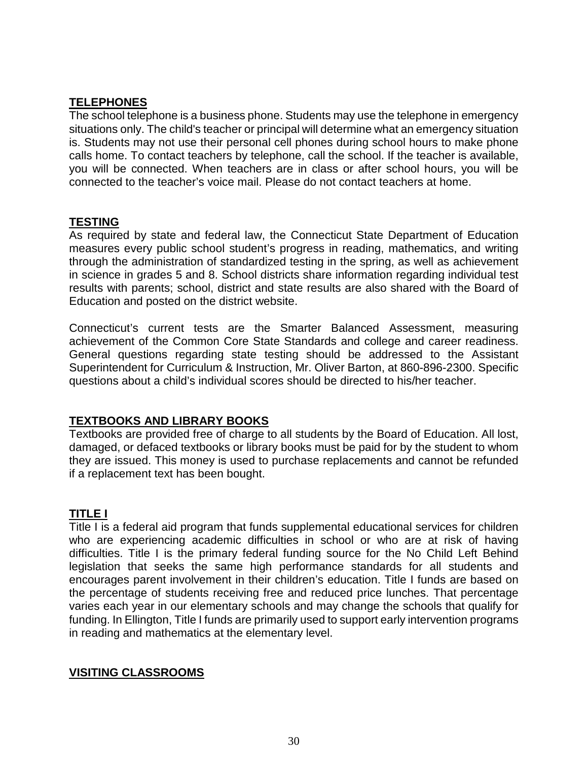## TELEPHONES

The school telephone is a business phone. Students may use the telephone in emergency situations only. The child's teacher or principal will determine what an emergency situation is. Students may not use their personal cell phones during school hours to make phone calls home. To contact teachers by telephone, call the school. If the teacher is available, you will be connected. When teachers are in class or after school hours, you will be connected to the teacher's voice mail. Please do not contact teachers at home.

## TESTING

As required by state and federal law, the Connecticut State Department of Education measures every public school student's progress in reading, mathematics, and writing through the administration of standardized testing in the spring, as well as achievement in science in grades 5 and 8. School districts share information regarding individual test results with parents; school, district and state results are also shared with the Board of Education and posted on the district website.

Connecticut's current tests are the Smarter Balanced Assessment, measuring achievement of the Common Core State Standards and college and career readiness. General questions regarding state testing should be addressed to the Assistant Superintendent for Curriculum & Instruction, Mr. Oliver Barton, at 860-896-2300. Specific questions about a child's individual scores should be directed to his/her teacher.

## TEXTBOOKS AND LIBRARY BOOKS

Textbooks are provided free of charge to all students by the Board of Education. All lost, damaged, or defaced textbooks or library books must be paid for by the student to whom they are issued. This money is used to purchase replacements and cannot be refunded if a replacement text has been bought.

## TITLE I

Title I is a federal aid program that funds supplemental educational services for children who are experiencing academic difficulties in school or who are at risk of having difficulties. Title I is the primary federal funding source for the No Child Left Behind legislation that seeks the same high performance standards for all students and encourages parent involvement in their children's education. Title I funds are based on the percentage of students receiving free and reduced price lunches. That percentage varies each year in our elementary schools and may change the schools that qualify for funding. In Ellington, Title I funds are primarily used to support early intervention programs in reading and mathematics at the elementary level.

## VISITING CLASSROOMS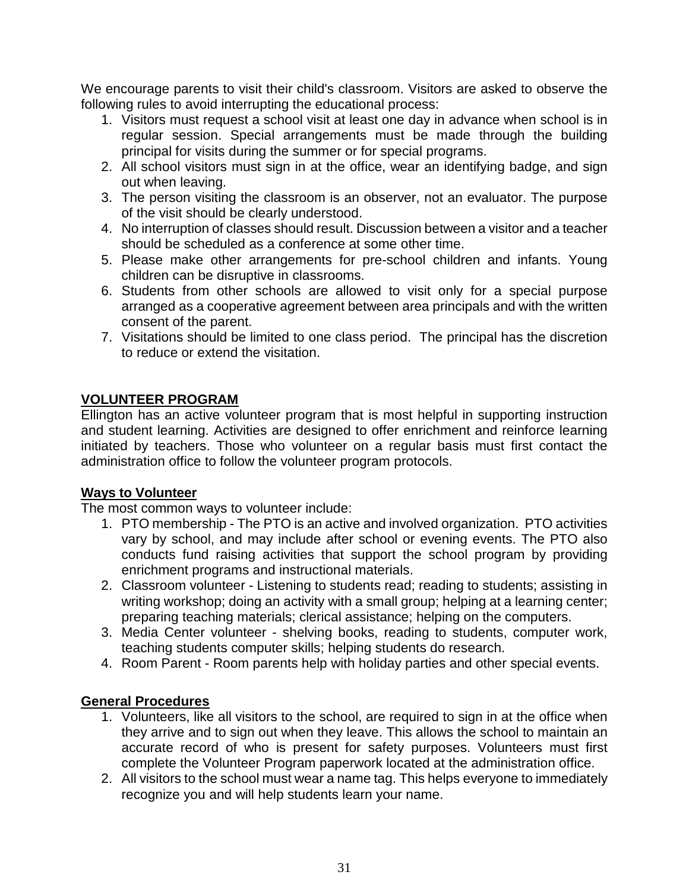We encourage parents to visit their child's classroom. Visitors are asked to observe the following rules to avoid interrupting the educational process:

1. Visitors must request a school visit at least one day in advance when school is in regular session. Special arrangements must be made through the building principal for visits during the summer or for special programs.
2. All school visitors must sign in at the office, wear an identifying badge, and sign out when leaving.
3. The person visiting the classroom is an observer, not an evaluator. The purpose of the visit should be clearly understood.
4. No interruption of classes should result. Discussion between a visitor and a teacher should be scheduled as a conference at some other time.
5. Please make other arrangements for pre-school children and infants. Young children can be disruptive in classrooms.
6. Students from other schools are allowed to visit only for a special purpose arranged as a cooperative agreement between area principals and with the written consent of the parent.
7. Visitations should be limited to one class period. The principal has the discretion to reduce or extend the visitation.

## VOLUNTEER PROGRAM

Ellington has an active volunteer program that is most helpful in supporting instruction and student learning. Activities are designed to offer enrichment and reinforce learning initiated by teachers. Those who volunteer on a regular basis must first contact the administration office to follow the volunteer program protocols.

### Ways to Volunteer

The most common ways to volunteer include:

1. PTO membership - The PTO is an active and involved organization. PTO activities vary by school, and may include after school or evening events. The PTO also conducts fund raising activities that support the school program by providing enrichment programs and instructional materials.
2. Classroom volunteer - Listening to students read; reading to students; assisting in writing workshop; doing an activity with a small group; helping at a learning center; preparing teaching materials; clerical assistance; helping on the computers.
3. Media Center volunteer - shelving books, reading to students, computer work, teaching students computer skills; helping students do research.
4. Room Parent - Room parents help with holiday parties and other special events.

### General Procedures

1. Volunteers, like all visitors to the school, are required to sign in at the office when they arrive and to sign out when they leave. This allows the school to maintain an accurate record of who is present for safety purposes. Volunteers must first complete the Volunteer Program paperwork located at the administration office.
2. All visitors to the school must wear a name tag. This helps everyone to immediately recognize you and will help students learn your name.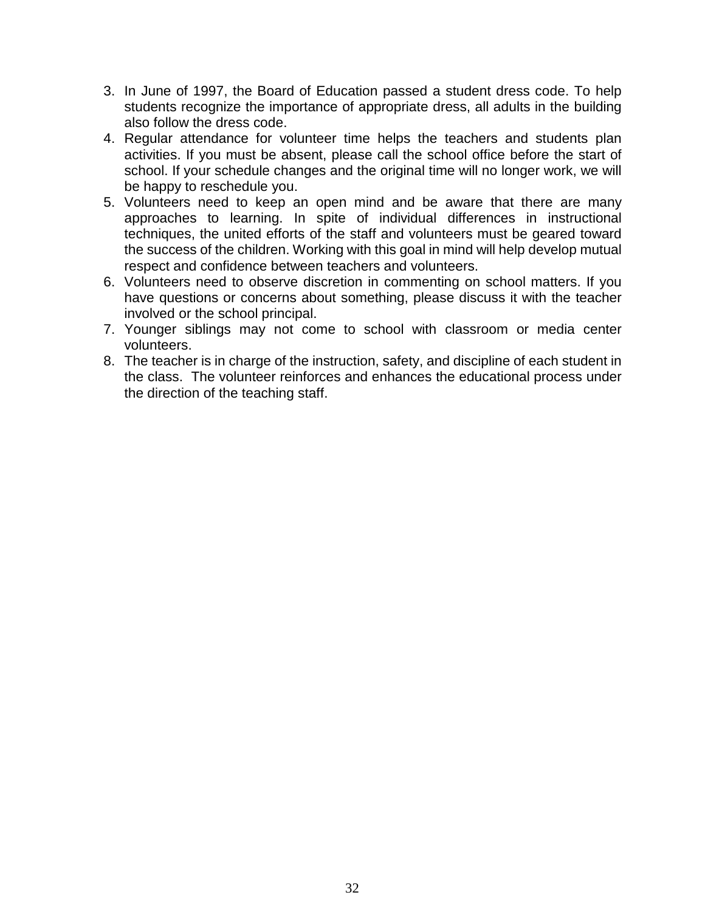3. In June of 1997, the Board of Education passed a student dress code. To help students recognize the importance of appropriate dress, all adults in the building also follow the dress code.
4. Regular attendance for volunteer time helps the teachers and students plan activities. If you must be absent, please call the school office before the start of school. If your schedule changes and the original time will no longer work, we will be happy to reschedule you.
5. Volunteers need to keep an open mind and be aware that there are many approaches to learning. In spite of individual differences in instructional techniques, the united efforts of the staff and volunteers must be geared toward the success of the children. Working with this goal in mind will help develop mutual respect and confidence between teachers and volunteers.
6. Volunteers need to observe discretion in commenting on school matters. If you have questions or concerns about something, please discuss it with the teacher involved or the school principal.
7. Younger siblings may not come to school with classroom or media center volunteers.
8. The teacher is in charge of the instruction, safety, and discipline of each student in the class. The volunteer reinforces and enhances the educational process under the direction of the teaching staff.